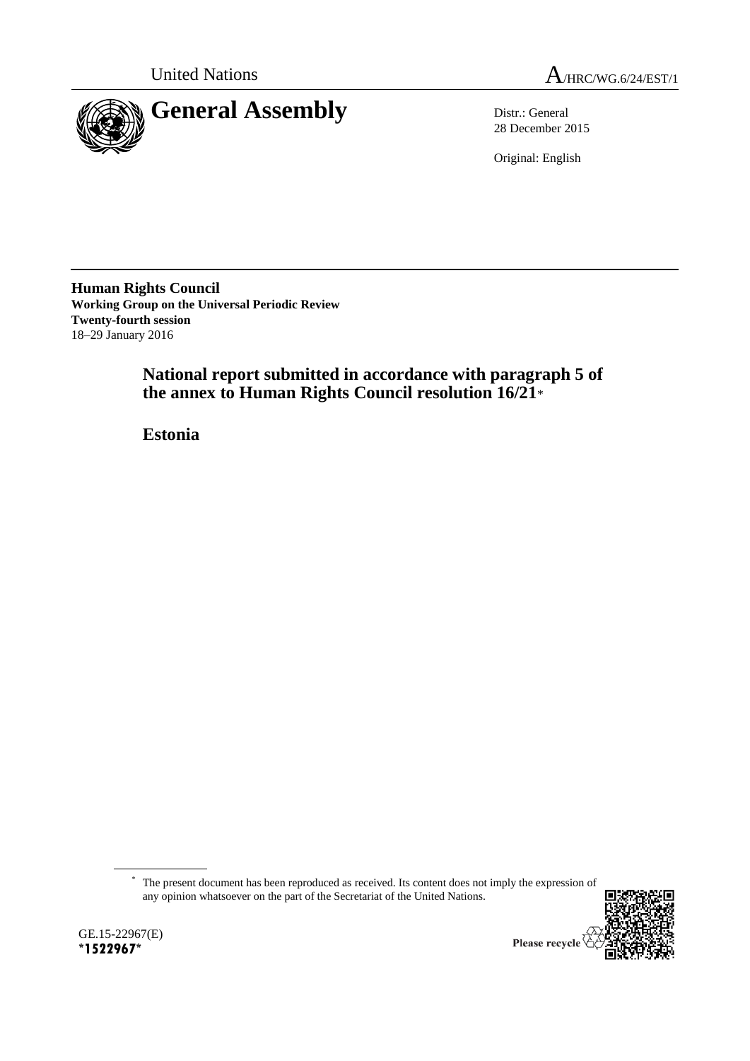United Nations

A/HRC/WG.6/24/EST/1

# General Assembly

Distr.: General
28 December 2015

Original: English

**Human Rights Council**
**Working Group on the Universal Periodic Review**
**Twenty-fourth session**
18–29 January 2016

## National report submitted in accordance with paragraph 5 of the annex to Human Rights Council resolution 16/21*

## Estonia

---

* The present document has been reproduced as received. Its content does not imply the expression of any opinion whatsoever on the part of the Secretariat of the United Nations.

GE.15-22967(E)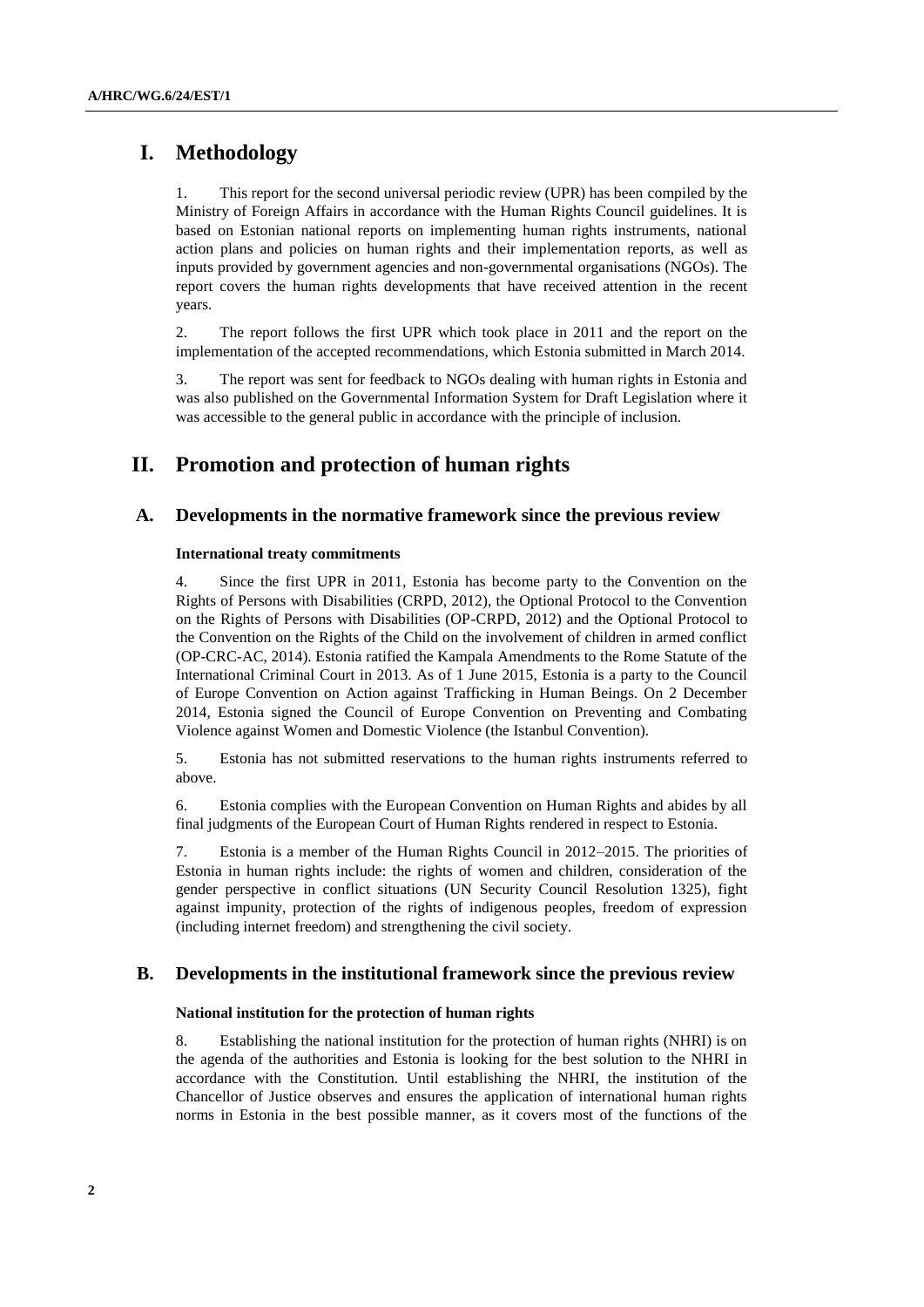# I. Methodology

1. This report for the second universal periodic review (UPR) has been compiled by the Ministry of Foreign Affairs in accordance with the Human Rights Council guidelines. It is based on Estonian national reports on implementing human rights instruments, national action plans and policies on human rights and their implementation reports, as well as inputs provided by government agencies and non-governmental organisations (NGOs). The report covers the human rights developments that have received attention in the recent years.

2. The report follows the first UPR which took place in 2011 and the report on the implementation of the accepted recommendations, which Estonia submitted in March 2014.

3. The report was sent for feedback to NGOs dealing with human rights in Estonia and was also published on the Governmental Information System for Draft Legislation where it was accessible to the general public in accordance with the principle of inclusion.

# II. Promotion and protection of human rights

## A. Developments in the normative framework since the previous review

### International treaty commitments

4. Since the first UPR in 2011, Estonia has become party to the Convention on the Rights of Persons with Disabilities (CRPD, 2012), the Optional Protocol to the Convention on the Rights of Persons with Disabilities (OP-CRPD, 2012) and the Optional Protocol to the Convention on the Rights of the Child on the involvement of children in armed conflict (OP-CRC-AC, 2014). Estonia ratified the Kampala Amendments to the Rome Statute of the International Criminal Court in 2013. As of 1 June 2015, Estonia is a party to the Council of Europe Convention on Action against Trafficking in Human Beings. On 2 December 2014, Estonia signed the Council of Europe Convention on Preventing and Combating Violence against Women and Domestic Violence (the Istanbul Convention).

5. Estonia has not submitted reservations to the human rights instruments referred to above.

6. Estonia complies with the European Convention on Human Rights and abides by all final judgments of the European Court of Human Rights rendered in respect to Estonia.

7. Estonia is a member of the Human Rights Council in 2012–2015. The priorities of Estonia in human rights include: the rights of women and children, consideration of the gender perspective in conflict situations (UN Security Council Resolution 1325), fight against impunity, protection of the rights of indigenous peoples, freedom of expression (including internet freedom) and strengthening the civil society.

## B. Developments in the institutional framework since the previous review

### National institution for the protection of human rights

8. Establishing the national institution for the protection of human rights (NHRI) is on the agenda of the authorities and Estonia is looking for the best solution to the NHRI in accordance with the Constitution. Until establishing the NHRI, the institution of the Chancellor of Justice observes and ensures the application of international human rights norms in Estonia in the best possible manner, as it covers most of the functions of the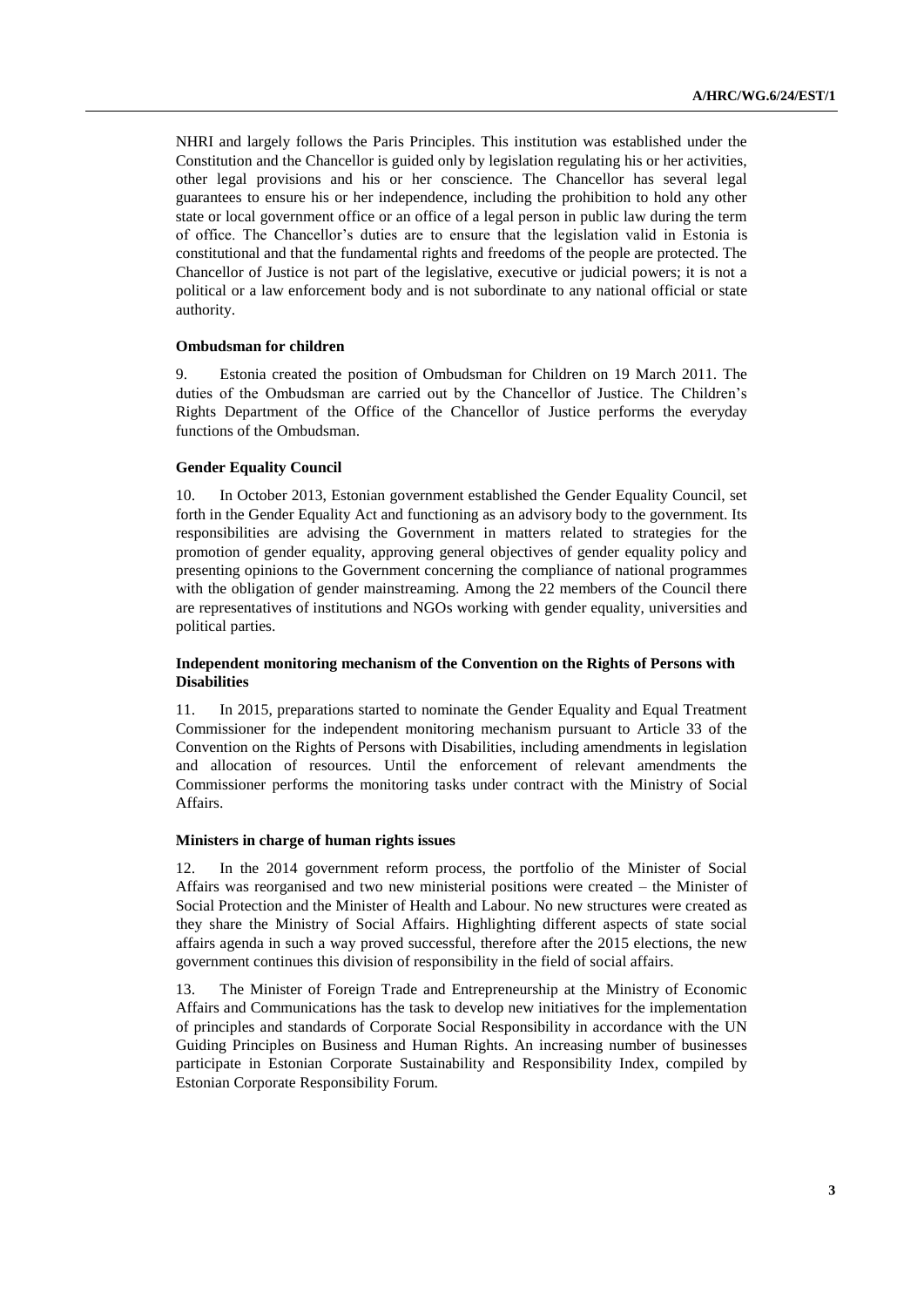NHRI and largely follows the Paris Principles. This institution was established under the Constitution and the Chancellor is guided only by legislation regulating his or her activities, other legal provisions and his or her conscience. The Chancellor has several legal guarantees to ensure his or her independence, including the prohibition to hold any other state or local government office or an office of a legal person in public law during the term of office. The Chancellor's duties are to ensure that the legislation valid in Estonia is constitutional and that the fundamental rights and freedoms of the people are protected. The Chancellor of Justice is not part of the legislative, executive or judicial powers; it is not a political or a law enforcement body and is not subordinate to any national official or state authority.

### Ombudsman for children

9. Estonia created the position of Ombudsman for Children on 19 March 2011. The duties of the Ombudsman are carried out by the Chancellor of Justice. The Children's Rights Department of the Office of the Chancellor of Justice performs the everyday functions of the Ombudsman.

### Gender Equality Council

10. In October 2013, Estonian government established the Gender Equality Council, set forth in the Gender Equality Act and functioning as an advisory body to the government. Its responsibilities are advising the Government in matters related to strategies for the promotion of gender equality, approving general objectives of gender equality policy and presenting opinions to the Government concerning the compliance of national programmes with the obligation of gender mainstreaming. Among the 22 members of the Council there are representatives of institutions and NGOs working with gender equality, universities and political parties.

### Independent monitoring mechanism of the Convention on the Rights of Persons with Disabilities

11. In 2015, preparations started to nominate the Gender Equality and Equal Treatment Commissioner for the independent monitoring mechanism pursuant to Article 33 of the Convention on the Rights of Persons with Disabilities, including amendments in legislation and allocation of resources. Until the enforcement of relevant amendments the Commissioner performs the monitoring tasks under contract with the Ministry of Social Affairs.

### Ministers in charge of human rights issues

12. In the 2014 government reform process, the portfolio of the Minister of Social Affairs was reorganised and two new ministerial positions were created – the Minister of Social Protection and the Minister of Health and Labour. No new structures were created as they share the Ministry of Social Affairs. Highlighting different aspects of state social affairs agenda in such a way proved successful, therefore after the 2015 elections, the new government continues this division of responsibility in the field of social affairs.

13. The Minister of Foreign Trade and Entrepreneurship at the Ministry of Economic Affairs and Communications has the task to develop new initiatives for the implementation of principles and standards of Corporate Social Responsibility in accordance with the UN Guiding Principles on Business and Human Rights. An increasing number of businesses participate in Estonian Corporate Sustainability and Responsibility Index, compiled by Estonian Corporate Responsibility Forum.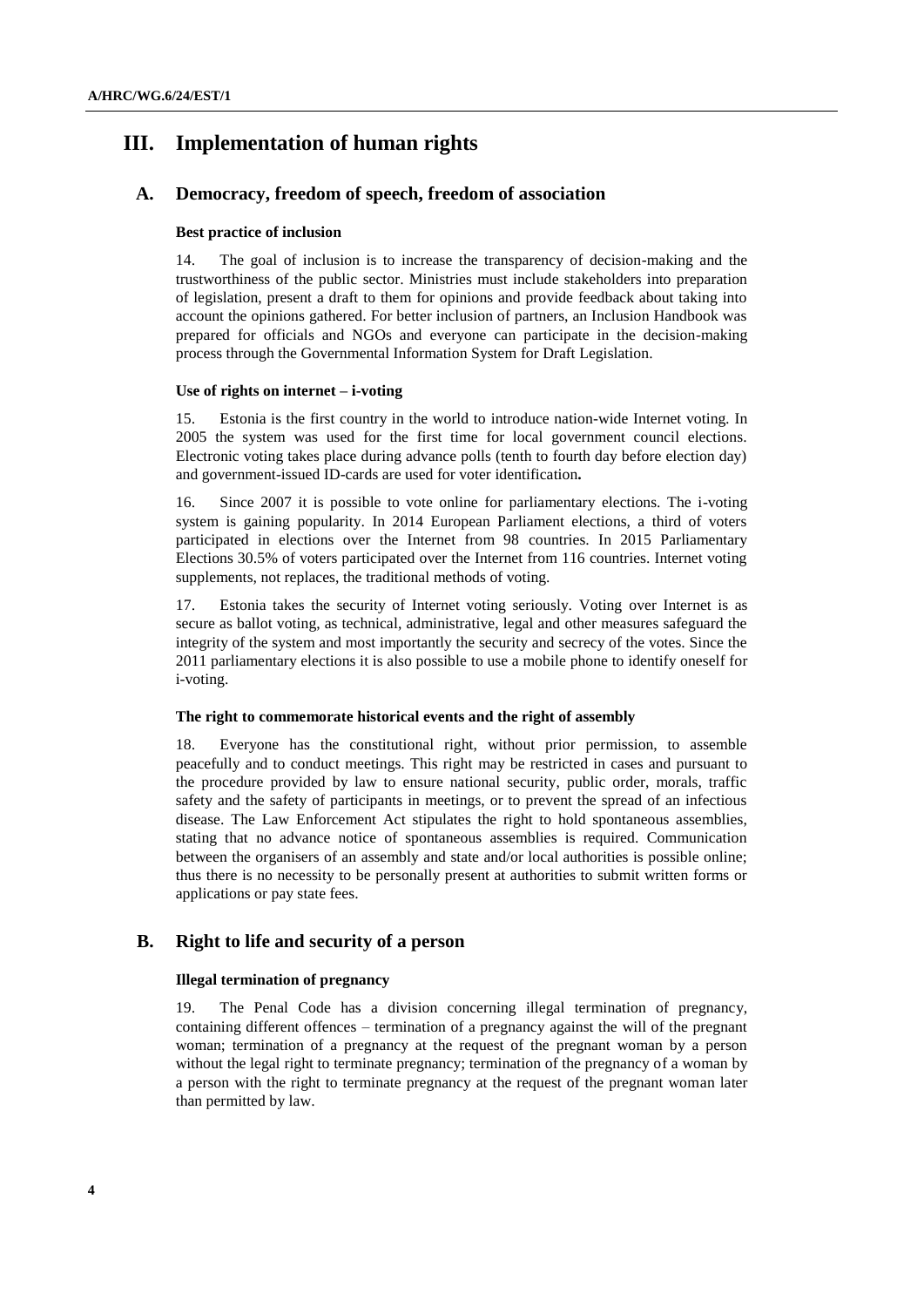# III. Implementation of human rights

## A. Democracy, freedom of speech, freedom of association

### Best practice of inclusion

14. The goal of inclusion is to increase the transparency of decision-making and the trustworthiness of the public sector. Ministries must include stakeholders into preparation of legislation, present a draft to them for opinions and provide feedback about taking into account the opinions gathered. For better inclusion of partners, an Inclusion Handbook was prepared for officials and NGOs and everyone can participate in the decision-making process through the Governmental Information System for Draft Legislation.

### Use of rights on internet – i-voting

15. Estonia is the first country in the world to introduce nation-wide Internet voting. In 2005 the system was used for the first time for local government council elections. Electronic voting takes place during advance polls (tenth to fourth day before election day) and government-issued ID-cards are used for voter identification**.**

16. Since 2007 it is possible to vote online for parliamentary elections. The i-voting system is gaining popularity. In 2014 European Parliament elections, a third of voters participated in elections over the Internet from 98 countries. In 2015 Parliamentary Elections 30.5% of voters participated over the Internet from 116 countries. Internet voting supplements, not replaces, the traditional methods of voting.

17. Estonia takes the security of Internet voting seriously. Voting over Internet is as secure as ballot voting, as technical, administrative, legal and other measures safeguard the integrity of the system and most importantly the security and secrecy of the votes. Since the 2011 parliamentary elections it is also possible to use a mobile phone to identify oneself for i-voting.

### The right to commemorate historical events and the right of assembly

18. Everyone has the constitutional right, without prior permission, to assemble peacefully and to conduct meetings. This right may be restricted in cases and pursuant to the procedure provided by law to ensure national security, public order, morals, traffic safety and the safety of participants in meetings, or to prevent the spread of an infectious disease. The Law Enforcement Act stipulates the right to hold spontaneous assemblies, stating that no advance notice of spontaneous assemblies is required. Communication between the organisers of an assembly and state and/or local authorities is possible online; thus there is no necessity to be personally present at authorities to submit written forms or applications or pay state fees.

## B. Right to life and security of a person

### Illegal termination of pregnancy

19. The Penal Code has a division concerning illegal termination of pregnancy, containing different offences – termination of a pregnancy against the will of the pregnant woman; termination of a pregnancy at the request of the pregnant woman by a person without the legal right to terminate pregnancy; termination of the pregnancy of a woman by a person with the right to terminate pregnancy at the request of the pregnant woman later than permitted by law.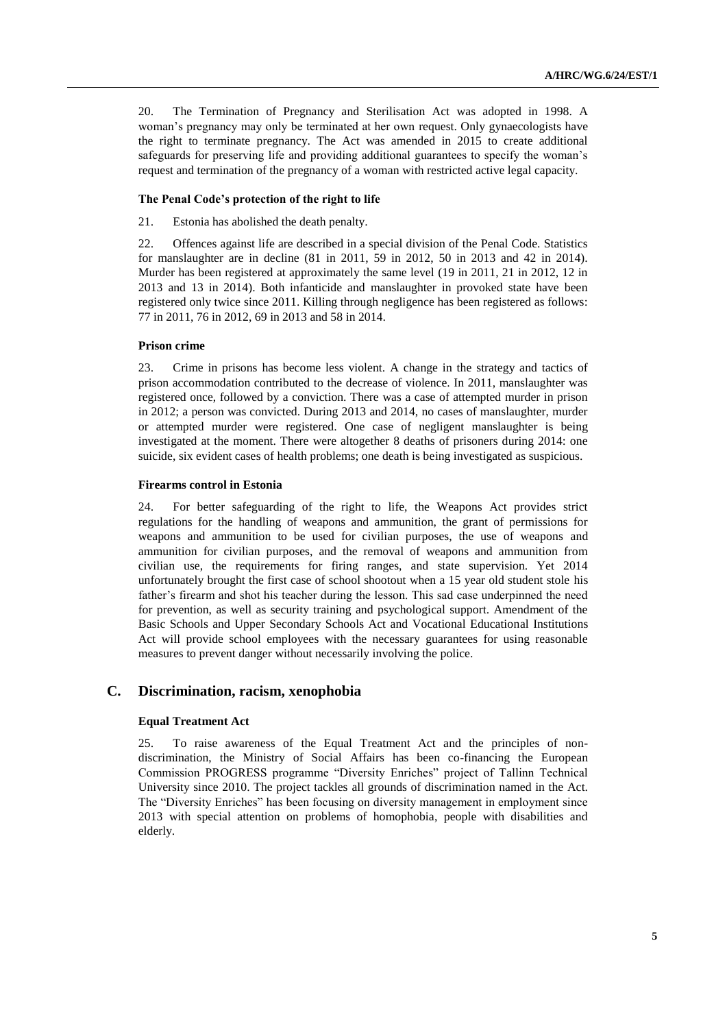20. The Termination of Pregnancy and Sterilisation Act was adopted in 1998. A woman's pregnancy may only be terminated at her own request. Only gynaecologists have the right to terminate pregnancy. The Act was amended in 2015 to create additional safeguards for preserving life and providing additional guarantees to specify the woman's request and termination of the pregnancy of a woman with restricted active legal capacity.

#### The Penal Code's protection of the right to life

21. Estonia has abolished the death penalty.

22. Offences against life are described in a special division of the Penal Code. Statistics for manslaughter are in decline (81 in 2011, 59 in 2012, 50 in 2013 and 42 in 2014). Murder has been registered at approximately the same level (19 in 2011, 21 in 2012, 12 in 2013 and 13 in 2014). Both infanticide and manslaughter in provoked state have been registered only twice since 2011. Killing through negligence has been registered as follows: 77 in 2011, 76 in 2012, 69 in 2013 and 58 in 2014.

#### Prison crime

23. Crime in prisons has become less violent. A change in the strategy and tactics of prison accommodation contributed to the decrease of violence. In 2011, manslaughter was registered once, followed by a conviction. There was a case of attempted murder in prison in 2012; a person was convicted. During 2013 and 2014, no cases of manslaughter, murder or attempted murder were registered. One case of negligent manslaughter is being investigated at the moment. There were altogether 8 deaths of prisoners during 2014: one suicide, six evident cases of health problems; one death is being investigated as suspicious.

#### Firearms control in Estonia

24. For better safeguarding of the right to life, the Weapons Act provides strict regulations for the handling of weapons and ammunition, the grant of permissions for weapons and ammunition to be used for civilian purposes, the use of weapons and ammunition for civilian purposes, and the removal of weapons and ammunition from civilian use, the requirements for firing ranges, and state supervision. Yet 2014 unfortunately brought the first case of school shootout when a 15 year old student stole his father's firearm and shot his teacher during the lesson. This sad case underpinned the need for prevention, as well as security training and psychological support. Amendment of the Basic Schools and Upper Secondary Schools Act and Vocational Educational Institutions Act will provide school employees with the necessary guarantees for using reasonable measures to prevent danger without necessarily involving the police.

## C. Discrimination, racism, xenophobia

#### Equal Treatment Act

25. To raise awareness of the Equal Treatment Act and the principles of non-discrimination, the Ministry of Social Affairs has been co-financing the European Commission PROGRESS programme "Diversity Enriches" project of Tallinn Technical University since 2010. The project tackles all grounds of discrimination named in the Act. The "Diversity Enriches" has been focusing on diversity management in employment since 2013 with special attention on problems of homophobia, people with disabilities and elderly.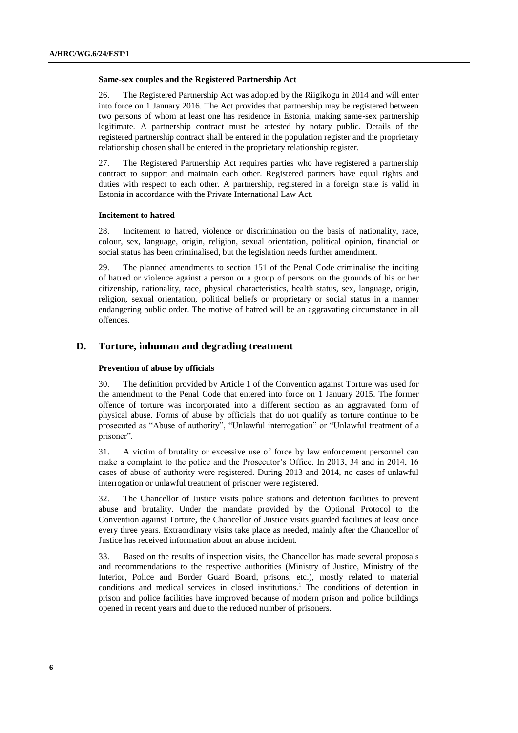### Same-sex couples and the Registered Partnership Act

26. The Registered Partnership Act was adopted by the Riigikogu in 2014 and will enter into force on 1 January 2016. The Act provides that partnership may be registered between two persons of whom at least one has residence in Estonia, making same-sex partnership legitimate. A partnership contract must be attested by notary public. Details of the registered partnership contract shall be entered in the population register and the proprietary relationship chosen shall be entered in the proprietary relationship register.

27. The Registered Partnership Act requires parties who have registered a partnership contract to support and maintain each other. Registered partners have equal rights and duties with respect to each other. A partnership, registered in a foreign state is valid in Estonia in accordance with the Private International Law Act.

### Incitement to hatred

28. Incitement to hatred, violence or discrimination on the basis of nationality, race, colour, sex, language, origin, religion, sexual orientation, political opinion, financial or social status has been criminalised, but the legislation needs further amendment.

29. The planned amendments to section 151 of the Penal Code criminalise the inciting of hatred or violence against a person or a group of persons on the grounds of his or her citizenship, nationality, race, physical characteristics, health status, sex, language, origin, religion, sexual orientation, political beliefs or proprietary or social status in a manner endangering public order. The motive of hatred will be an aggravating circumstance in all offences.

## D. Torture, inhuman and degrading treatment

### Prevention of abuse by officials

30. The definition provided by Article 1 of the Convention against Torture was used for the amendment to the Penal Code that entered into force on 1 January 2015. The former offence of torture was incorporated into a different section as an aggravated form of physical abuse. Forms of abuse by officials that do not qualify as torture continue to be prosecuted as "Abuse of authority", "Unlawful interrogation" or "Unlawful treatment of a prisoner".

31. A victim of brutality or excessive use of force by law enforcement personnel can make a complaint to the police and the Prosecutor's Office. In 2013, 34 and in 2014, 16 cases of abuse of authority were registered. During 2013 and 2014, no cases of unlawful interrogation or unlawful treatment of prisoner were registered.

32. The Chancellor of Justice visits police stations and detention facilities to prevent abuse and brutality. Under the mandate provided by the Optional Protocol to the Convention against Torture, the Chancellor of Justice visits guarded facilities at least once every three years. Extraordinary visits take place as needed, mainly after the Chancellor of Justice has received information about an abuse incident.

33. Based on the results of inspection visits, the Chancellor has made several proposals and recommendations to the respective authorities (Ministry of Justice, Ministry of the Interior, Police and Border Guard Board, prisons, etc.), mostly related to material conditions and medical services in closed institutions.[1] The conditions of detention in prison and police facilities have improved because of modern prison and police buildings opened in recent years and due to the reduced number of prisoners.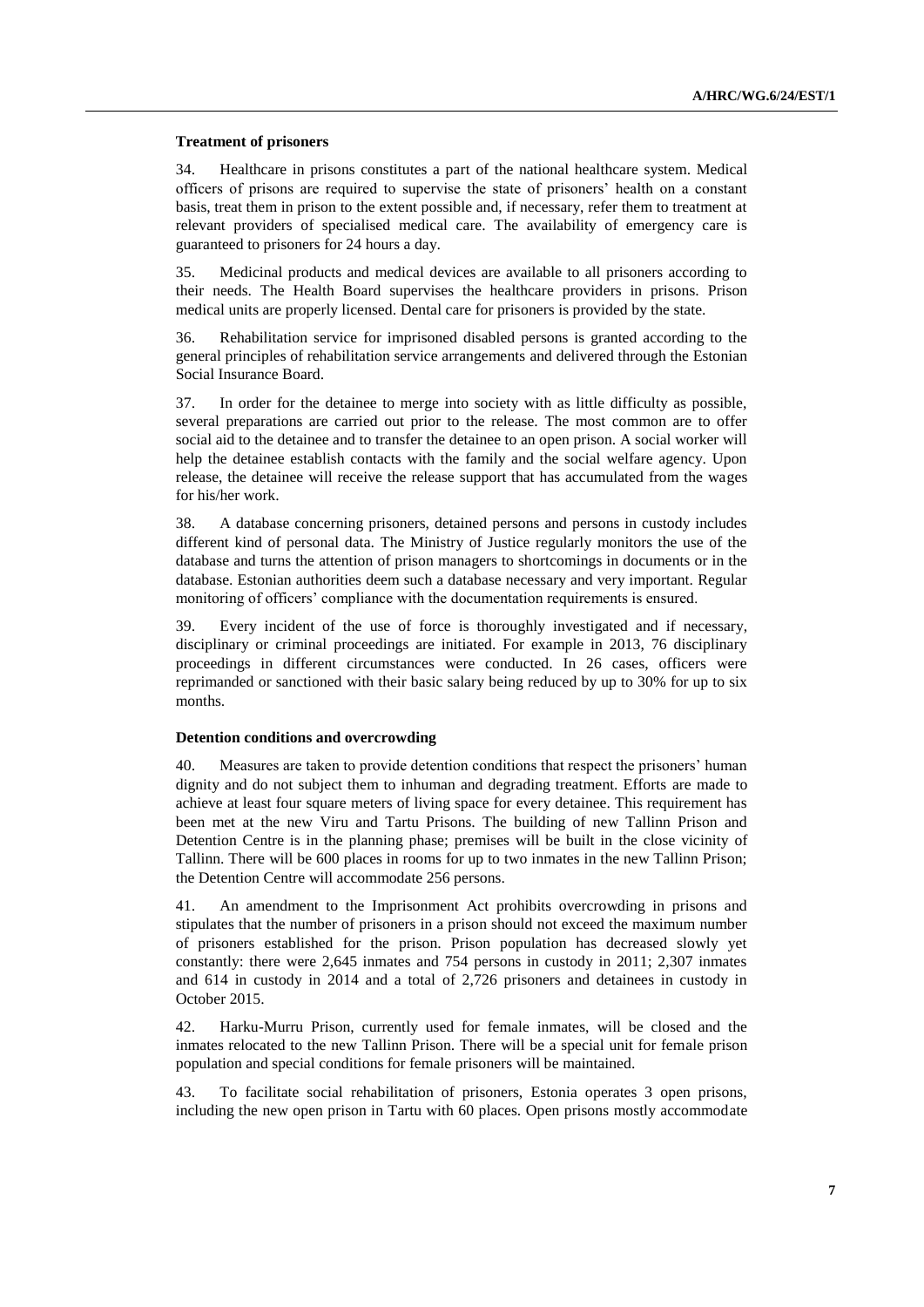**Treatment of prisoners**

34. Healthcare in prisons constitutes a part of the national healthcare system. Medical officers of prisons are required to supervise the state of prisoners' health on a constant basis, treat them in prison to the extent possible and, if necessary, refer them to treatment at relevant providers of specialised medical care. The availability of emergency care is guaranteed to prisoners for 24 hours a day.

35. Medicinal products and medical devices are available to all prisoners according to their needs. The Health Board supervises the healthcare providers in prisons. Prison medical units are properly licensed. Dental care for prisoners is provided by the state.

36. Rehabilitation service for imprisoned disabled persons is granted according to the general principles of rehabilitation service arrangements and delivered through the Estonian Social Insurance Board.

37. In order for the detainee to merge into society with as little difficulty as possible, several preparations are carried out prior to the release. The most common are to offer social aid to the detainee and to transfer the detainee to an open prison. A social worker will help the detainee establish contacts with the family and the social welfare agency. Upon release, the detainee will receive the release support that has accumulated from the wages for his/her work.

38. A database concerning prisoners, detained persons and persons in custody includes different kind of personal data. The Ministry of Justice regularly monitors the use of the database and turns the attention of prison managers to shortcomings in documents or in the database. Estonian authorities deem such a database necessary and very important. Regular monitoring of officers' compliance with the documentation requirements is ensured.

39. Every incident of the use of force is thoroughly investigated and if necessary, disciplinary or criminal proceedings are initiated. For example in 2013, 76 disciplinary proceedings in different circumstances were conducted. In 26 cases, officers were reprimanded or sanctioned with their basic salary being reduced by up to 30% for up to six months.

**Detention conditions and overcrowding**

40. Measures are taken to provide detention conditions that respect the prisoners' human dignity and do not subject them to inhuman and degrading treatment. Efforts are made to achieve at least four square meters of living space for every detainee. This requirement has been met at the new Viru and Tartu Prisons. The building of new Tallinn Prison and Detention Centre is in the planning phase; premises will be built in the close vicinity of Tallinn. There will be 600 places in rooms for up to two inmates in the new Tallinn Prison; the Detention Centre will accommodate 256 persons.

41. An amendment to the Imprisonment Act prohibits overcrowding in prisons and stipulates that the number of prisoners in a prison should not exceed the maximum number of prisoners established for the prison. Prison population has decreased slowly yet constantly: there were 2,645 inmates and 754 persons in custody in 2011; 2,307 inmates and 614 in custody in 2014 and a total of 2,726 prisoners and detainees in custody in October 2015.

42. Harku-Murru Prison, currently used for female inmates, will be closed and the inmates relocated to the new Tallinn Prison. There will be a special unit for female prison population and special conditions for female prisoners will be maintained.

43. To facilitate social rehabilitation of prisoners, Estonia operates 3 open prisons, including the new open prison in Tartu with 60 places. Open prisons mostly accommodate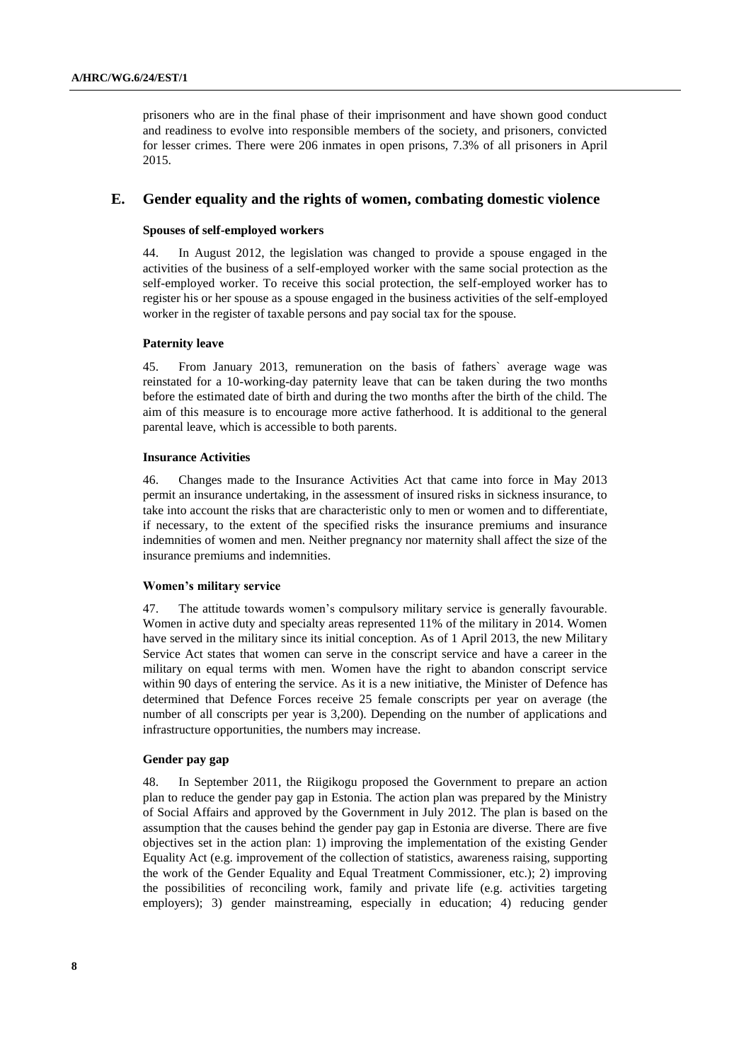prisoners who are in the final phase of their imprisonment and have shown good conduct and readiness to evolve into responsible members of the society, and prisoners, convicted for lesser crimes. There were 206 inmates in open prisons, 7.3% of all prisoners in April 2015.

## E. Gender equality and the rights of women, combating domestic violence

### Spouses of self-employed workers

44. In August 2012, the legislation was changed to provide a spouse engaged in the activities of the business of a self-employed worker with the same social protection as the self-employed worker. To receive this social protection, the self-employed worker has to register his or her spouse as a spouse engaged in the business activities of the self-employed worker in the register of taxable persons and pay social tax for the spouse.

### Paternity leave

45. From January 2013, remuneration on the basis of fathers` average wage was reinstated for a 10-working-day paternity leave that can be taken during the two months before the estimated date of birth and during the two months after the birth of the child. The aim of this measure is to encourage more active fatherhood. It is additional to the general parental leave, which is accessible to both parents.

### Insurance Activities

46. Changes made to the Insurance Activities Act that came into force in May 2013 permit an insurance undertaking, in the assessment of insured risks in sickness insurance, to take into account the risks that are characteristic only to men or women and to differentiate, if necessary, to the extent of the specified risks the insurance premiums and insurance indemnities of women and men. Neither pregnancy nor maternity shall affect the size of the insurance premiums and indemnities.

### Women's military service

47. The attitude towards women's compulsory military service is generally favourable. Women in active duty and specialty areas represented 11% of the military in 2014. Women have served in the military since its initial conception. As of 1 April 2013, the new Military Service Act states that women can serve in the conscript service and have a career in the military on equal terms with men. Women have the right to abandon conscript service within 90 days of entering the service. As it is a new initiative, the Minister of Defence has determined that Defence Forces receive 25 female conscripts per year on average (the number of all conscripts per year is 3,200). Depending on the number of applications and infrastructure opportunities, the numbers may increase.

### Gender pay gap

48. In September 2011, the Riigikogu proposed the Government to prepare an action plan to reduce the gender pay gap in Estonia. The action plan was prepared by the Ministry of Social Affairs and approved by the Government in July 2012. The plan is based on the assumption that the causes behind the gender pay gap in Estonia are diverse. There are five objectives set in the action plan: 1) improving the implementation of the existing Gender Equality Act (e.g. improvement of the collection of statistics, awareness raising, supporting the work of the Gender Equality and Equal Treatment Commissioner, etc.); 2) improving the possibilities of reconciling work, family and private life (e.g. activities targeting employers); 3) gender mainstreaming, especially in education; 4) reducing gender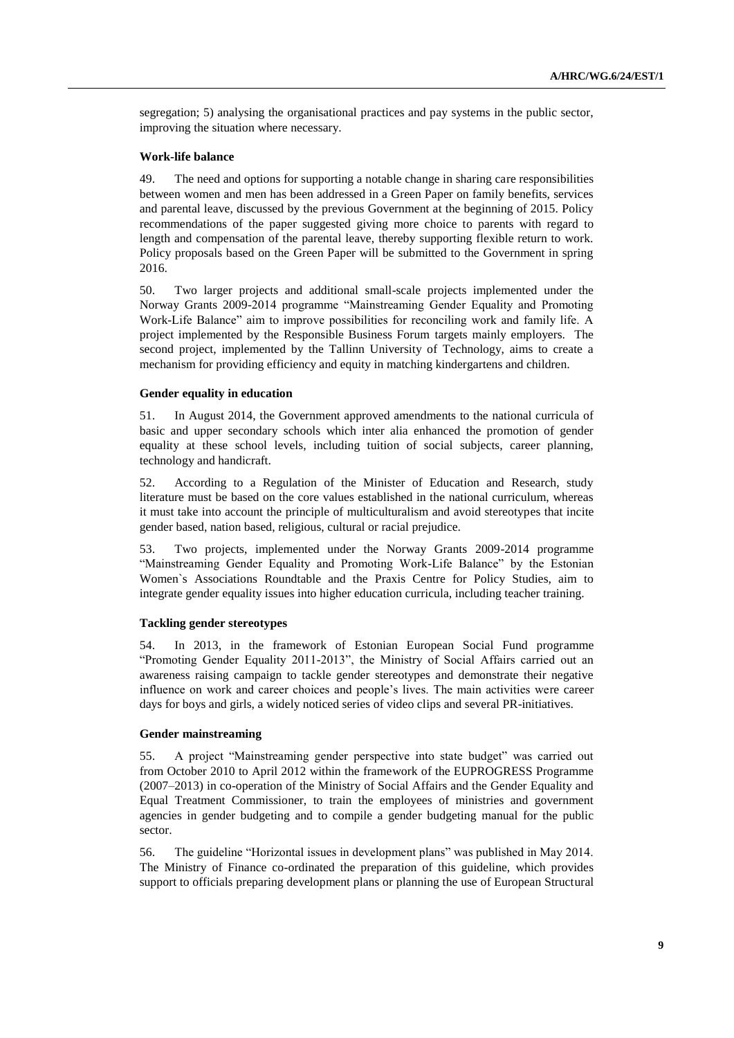segregation; 5) analysing the organisational practices and pay systems in the public sector, improving the situation where necessary.

### Work-life balance

49. The need and options for supporting a notable change in sharing care responsibilities between women and men has been addressed in a Green Paper on family benefits, services and parental leave, discussed by the previous Government at the beginning of 2015. Policy recommendations of the paper suggested giving more choice to parents with regard to length and compensation of the parental leave, thereby supporting flexible return to work. Policy proposals based on the Green Paper will be submitted to the Government in spring 2016.

50. Two larger projects and additional small-scale projects implemented under the Norway Grants 2009-2014 programme "Mainstreaming Gender Equality and Promoting Work-Life Balance" aim to improve possibilities for reconciling work and family life. A project implemented by the Responsible Business Forum targets mainly employers. The second project, implemented by the Tallinn University of Technology, aims to create a mechanism for providing efficiency and equity in matching kindergartens and children.

### Gender equality in education

51. In August 2014, the Government approved amendments to the national curricula of basic and upper secondary schools which inter alia enhanced the promotion of gender equality at these school levels, including tuition of social subjects, career planning, technology and handicraft.

52. According to a Regulation of the Minister of Education and Research, study literature must be based on the core values established in the national curriculum, whereas it must take into account the principle of multiculturalism and avoid stereotypes that incite gender based, nation based, religious, cultural or racial prejudice.

53. Two projects, implemented under the Norway Grants 2009-2014 programme "Mainstreaming Gender Equality and Promoting Work-Life Balance" by the Estonian Women`s Associations Roundtable and the Praxis Centre for Policy Studies, aim to integrate gender equality issues into higher education curricula, including teacher training.

### Tackling gender stereotypes

54. In 2013, in the framework of Estonian European Social Fund programme "Promoting Gender Equality 2011-2013", the Ministry of Social Affairs carried out an awareness raising campaign to tackle gender stereotypes and demonstrate their negative influence on work and career choices and people's lives. The main activities were career days for boys and girls, a widely noticed series of video clips and several PR-initiatives.

### Gender mainstreaming

55. A project "Mainstreaming gender perspective into state budget" was carried out from October 2010 to April 2012 within the framework of the EUPROGRESS Programme (2007–2013) in co-operation of the Ministry of Social Affairs and the Gender Equality and Equal Treatment Commissioner, to train the employees of ministries and government agencies in gender budgeting and to compile a gender budgeting manual for the public sector.

56. The guideline "Horizontal issues in development plans" was published in May 2014. The Ministry of Finance co-ordinated the preparation of this guideline, which provides support to officials preparing development plans or planning the use of European Structural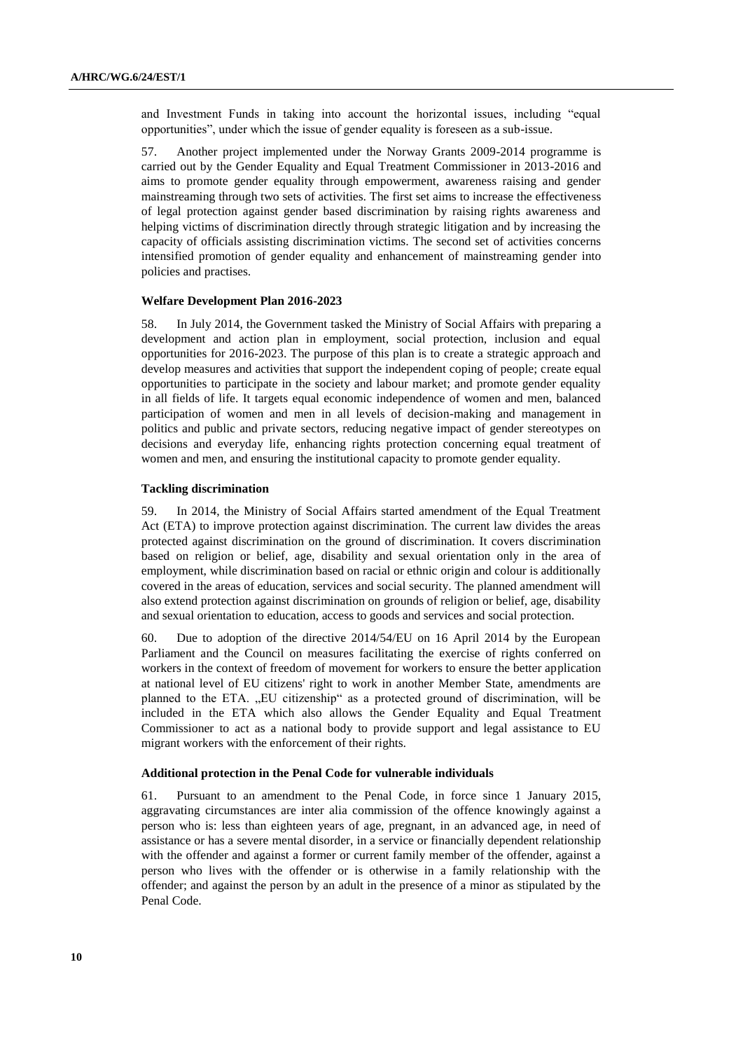and Investment Funds in taking into account the horizontal issues, including "equal opportunities", under which the issue of gender equality is foreseen as a sub-issue.

57. Another project implemented under the Norway Grants 2009-2014 programme is carried out by the Gender Equality and Equal Treatment Commissioner in 2013-2016 and aims to promote gender equality through empowerment, awareness raising and gender mainstreaming through two sets of activities. The first set aims to increase the effectiveness of legal protection against gender based discrimination by raising rights awareness and helping victims of discrimination directly through strategic litigation and by increasing the capacity of officials assisting discrimination victims. The second set of activities concerns intensified promotion of gender equality and enhancement of mainstreaming gender into policies and practises.

### Welfare Development Plan 2016-2023

58. In July 2014, the Government tasked the Ministry of Social Affairs with preparing a development and action plan in employment, social protection, inclusion and equal opportunities for 2016-2023. The purpose of this plan is to create a strategic approach and develop measures and activities that support the independent coping of people; create equal opportunities to participate in the society and labour market; and promote gender equality in all fields of life. It targets equal economic independence of women and men, balanced participation of women and men in all levels of decision-making and management in politics and public and private sectors, reducing negative impact of gender stereotypes on decisions and everyday life, enhancing rights protection concerning equal treatment of women and men, and ensuring the institutional capacity to promote gender equality.

### Tackling discrimination

59. In 2014, the Ministry of Social Affairs started amendment of the Equal Treatment Act (ETA) to improve protection against discrimination. The current law divides the areas protected against discrimination on the ground of discrimination. It covers discrimination based on religion or belief, age, disability and sexual orientation only in the area of employment, while discrimination based on racial or ethnic origin and colour is additionally covered in the areas of education, services and social security. The planned amendment will also extend protection against discrimination on grounds of religion or belief, age, disability and sexual orientation to education, access to goods and services and social protection.

60. Due to adoption of the directive 2014/54/EU on 16 April 2014 by the European Parliament and the Council on measures facilitating the exercise of rights conferred on workers in the context of freedom of movement for workers to ensure the better application at national level of EU citizens' right to work in another Member State, amendments are planned to the ETA. „EU citizenship" as a protected ground of discrimination, will be included in the ETA which also allows the Gender Equality and Equal Treatment Commissioner to act as a national body to provide support and legal assistance to EU migrant workers with the enforcement of their rights.

### Additional protection in the Penal Code for vulnerable individuals

61. Pursuant to an amendment to the Penal Code, in force since 1 January 2015, aggravating circumstances are inter alia commission of the offence knowingly against a person who is: less than eighteen years of age, pregnant, in an advanced age, in need of assistance or has a severe mental disorder, in a service or financially dependent relationship with the offender and against a former or current family member of the offender, against a person who lives with the offender or is otherwise in a family relationship with the offender; and against the person by an adult in the presence of a minor as stipulated by the Penal Code.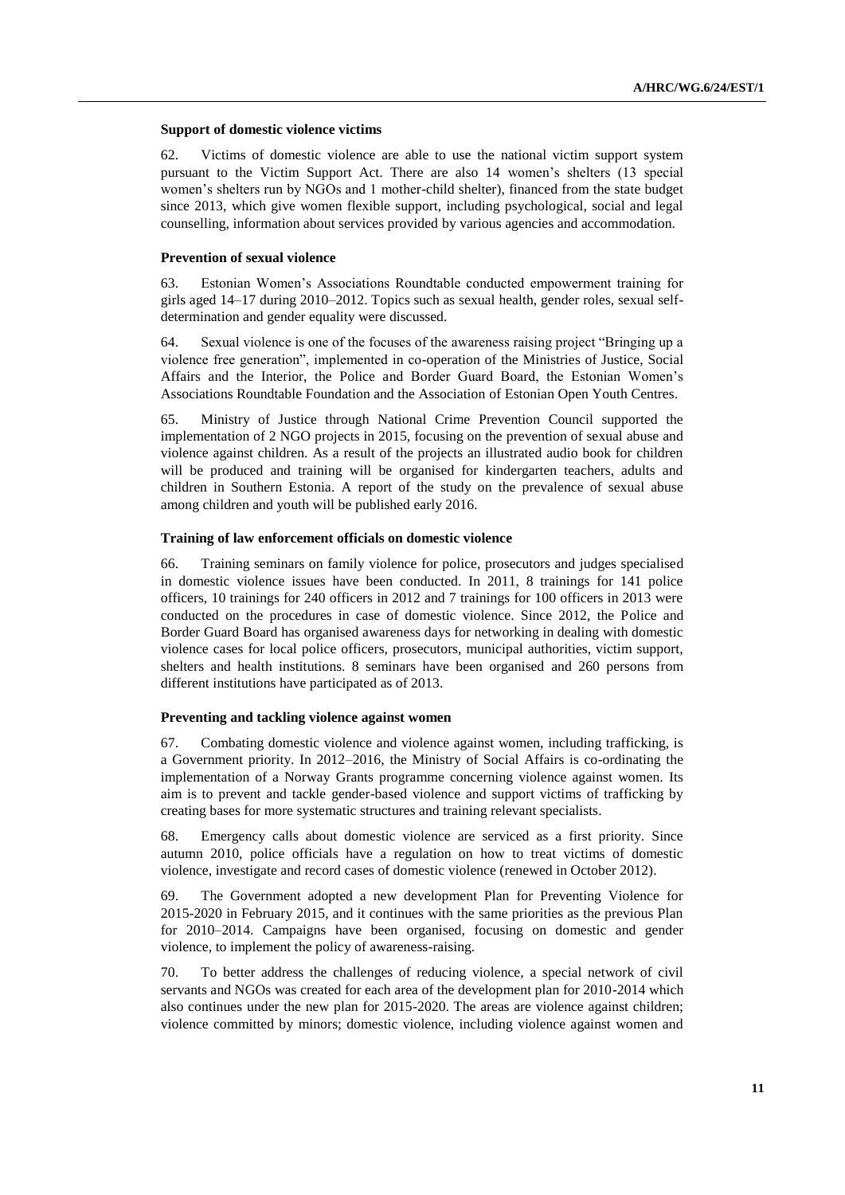### Support of domestic violence victims

62. Victims of domestic violence are able to use the national victim support system pursuant to the Victim Support Act. There are also 14 women's shelters (13 special women's shelters run by NGOs and 1 mother-child shelter), financed from the state budget since 2013, which give women flexible support, including psychological, social and legal counselling, information about services provided by various agencies and accommodation.

### Prevention of sexual violence

63. Estonian Women's Associations Roundtable conducted empowerment training for girls aged 14–17 during 2010–2012. Topics such as sexual health, gender roles, sexual self-determination and gender equality were discussed.

64. Sexual violence is one of the focuses of the awareness raising project "Bringing up a violence free generation", implemented in co-operation of the Ministries of Justice, Social Affairs and the Interior, the Police and Border Guard Board, the Estonian Women's Associations Roundtable Foundation and the Association of Estonian Open Youth Centres.

65. Ministry of Justice through National Crime Prevention Council supported the implementation of 2 NGO projects in 2015, focusing on the prevention of sexual abuse and violence against children. As a result of the projects an illustrated audio book for children will be produced and training will be organised for kindergarten teachers, adults and children in Southern Estonia. A report of the study on the prevalence of sexual abuse among children and youth will be published early 2016.

### Training of law enforcement officials on domestic violence

66. Training seminars on family violence for police, prosecutors and judges specialised in domestic violence issues have been conducted. In 2011, 8 trainings for 141 police officers, 10 trainings for 240 officers in 2012 and 7 trainings for 100 officers in 2013 were conducted on the procedures in case of domestic violence. Since 2012, the Police and Border Guard Board has organised awareness days for networking in dealing with domestic violence cases for local police officers, prosecutors, municipal authorities, victim support, shelters and health institutions. 8 seminars have been organised and 260 persons from different institutions have participated as of 2013.

### Preventing and tackling violence against women

67. Combating domestic violence and violence against women, including trafficking, is a Government priority. In 2012–2016, the Ministry of Social Affairs is co-ordinating the implementation of a Norway Grants programme concerning violence against women. Its aim is to prevent and tackle gender-based violence and support victims of trafficking by creating bases for more systematic structures and training relevant specialists.

68. Emergency calls about domestic violence are serviced as a first priority. Since autumn 2010, police officials have a regulation on how to treat victims of domestic violence, investigate and record cases of domestic violence (renewed in October 2012).

69. The Government adopted a new development Plan for Preventing Violence for 2015-2020 in February 2015, and it continues with the same priorities as the previous Plan for 2010–2014. Campaigns have been organised, focusing on domestic and gender violence, to implement the policy of awareness-raising.

70. To better address the challenges of reducing violence, a special network of civil servants and NGOs was created for each area of the development plan for 2010-2014 which also continues under the new plan for 2015-2020. The areas are violence against children; violence committed by minors; domestic violence, including violence against women and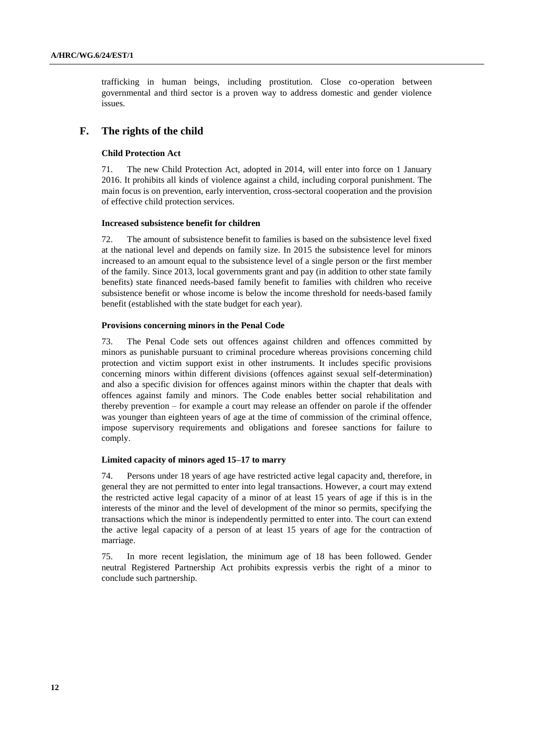trafficking in human beings, including prostitution. Close co-operation between governmental and third sector is a proven way to address domestic and gender violence issues.

## F. The rights of the child

### Child Protection Act

71. The new Child Protection Act, adopted in 2014, will enter into force on 1 January 2016. It prohibits all kinds of violence against a child, including corporal punishment. The main focus is on prevention, early intervention, cross-sectoral cooperation and the provision of effective child protection services.

### Increased subsistence benefit for children

72. The amount of subsistence benefit to families is based on the subsistence level fixed at the national level and depends on family size. In 2015 the subsistence level for minors increased to an amount equal to the subsistence level of a single person or the first member of the family. Since 2013, local governments grant and pay (in addition to other state family benefits) state financed needs-based family benefit to families with children who receive subsistence benefit or whose income is below the income threshold for needs-based family benefit (established with the state budget for each year).

### Provisions concerning minors in the Penal Code

73. The Penal Code sets out offences against children and offences committed by minors as punishable pursuant to criminal procedure whereas provisions concerning child protection and victim support exist in other instruments. It includes specific provisions concerning minors within different divisions (offences against sexual self-determination) and also a specific division for offences against minors within the chapter that deals with offences against family and minors. The Code enables better social rehabilitation and thereby prevention – for example a court may release an offender on parole if the offender was younger than eighteen years of age at the time of commission of the criminal offence, impose supervisory requirements and obligations and foresee sanctions for failure to comply.

### Limited capacity of minors aged 15–17 to marry

74. Persons under 18 years of age have restricted active legal capacity and, therefore, in general they are not permitted to enter into legal transactions. However, a court may extend the restricted active legal capacity of a minor of at least 15 years of age if this is in the interests of the minor and the level of development of the minor so permits, specifying the transactions which the minor is independently permitted to enter into. The court can extend the active legal capacity of a person of at least 15 years of age for the contraction of marriage.

75. In more recent legislation, the minimum age of 18 has been followed. Gender neutral Registered Partnership Act prohibits expressis verbis the right of a minor to conclude such partnership.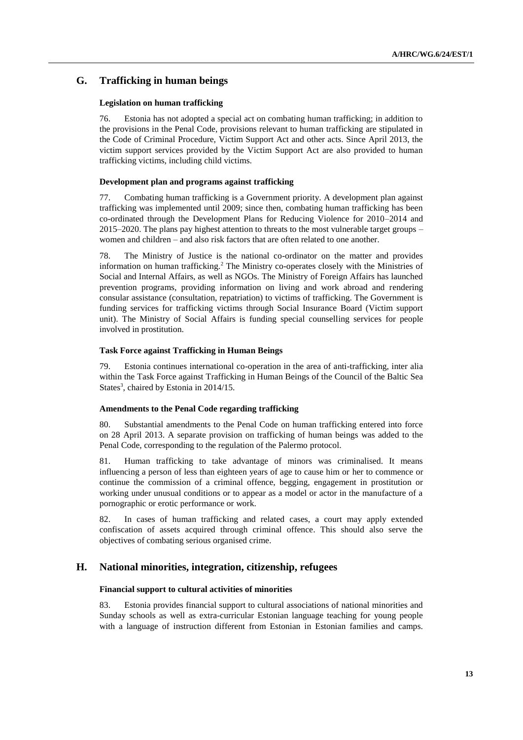## G. Trafficking in human beings

### Legislation on human trafficking

76. Estonia has not adopted a special act on combating human trafficking; in addition to the provisions in the Penal Code, provisions relevant to human trafficking are stipulated in the Code of Criminal Procedure, Victim Support Act and other acts. Since April 2013, the victim support services provided by the Victim Support Act are also provided to human trafficking victims, including child victims.

### Development plan and programs against trafficking

77. Combating human trafficking is a Government priority. A development plan against trafficking was implemented until 2009; since then, combating human trafficking has been co-ordinated through the Development Plans for Reducing Violence for 2010–2014 and 2015–2020. The plans pay highest attention to threats to the most vulnerable target groups – women and children – and also risk factors that are often related to one another.

78. The Ministry of Justice is the national co-ordinator on the matter and provides information on human trafficking.[2] The Ministry co-operates closely with the Ministries of Social and Internal Affairs, as well as NGOs. The Ministry of Foreign Affairs has launched prevention programs, providing information on living and work abroad and rendering consular assistance (consultation, repatriation) to victims of trafficking. The Government is funding services for trafficking victims through Social Insurance Board (Victim support unit). The Ministry of Social Affairs is funding special counselling services for people involved in prostitution.

### Task Force against Trafficking in Human Beings

79. Estonia continues international co-operation in the area of anti-trafficking, inter alia within the Task Force against Trafficking in Human Beings of the Council of the Baltic Sea States[3], chaired by Estonia in 2014/15.

### Amendments to the Penal Code regarding trafficking

80. Substantial amendments to the Penal Code on human trafficking entered into force on 28 April 2013. A separate provision on trafficking of human beings was added to the Penal Code, corresponding to the regulation of the Palermo protocol.

81. Human trafficking to take advantage of minors was criminalised. It means influencing a person of less than eighteen years of age to cause him or her to commence or continue the commission of a criminal offence, begging, engagement in prostitution or working under unusual conditions or to appear as a model or actor in the manufacture of a pornographic or erotic performance or work.

82. In cases of human trafficking and related cases, a court may apply extended confiscation of assets acquired through criminal offence. This should also serve the objectives of combating serious organised crime.

## H. National minorities, integration, citizenship, refugees

### Financial support to cultural activities of minorities

83. Estonia provides financial support to cultural associations of national minorities and Sunday schools as well as extra-curricular Estonian language teaching for young people with a language of instruction different from Estonian in Estonian families and camps.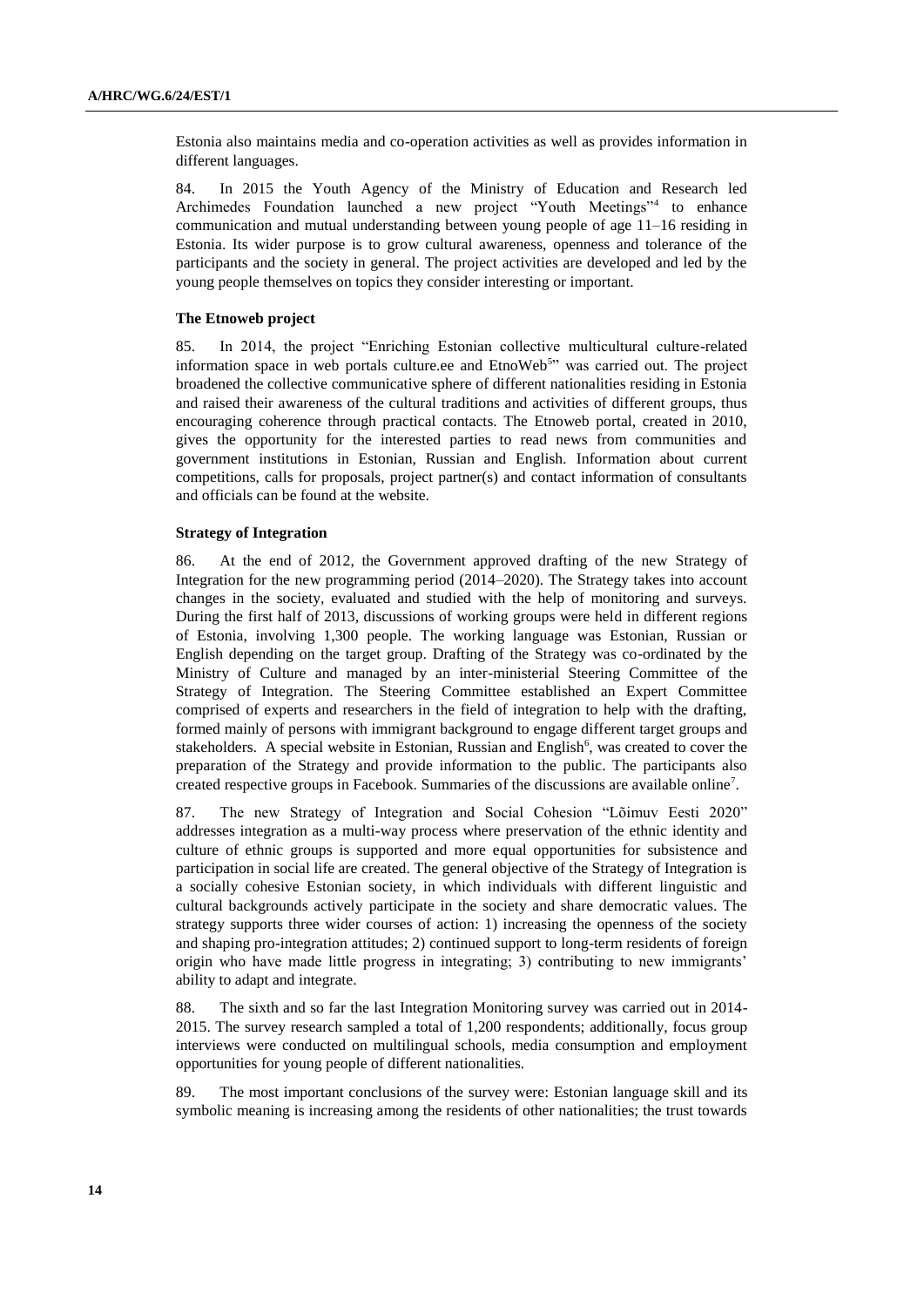Estonia also maintains media and co-operation activities as well as provides information in different languages.

84. In 2015 the Youth Agency of the Ministry of Education and Research led Archimedes Foundation launched a new project "Youth Meetings"[4] to enhance communication and mutual understanding between young people of age 11–16 residing in Estonia. Its wider purpose is to grow cultural awareness, openness and tolerance of the participants and the society in general. The project activities are developed and led by the young people themselves on topics they consider interesting or important.

**The Etnoweb project**

85. In 2014, the project "Enriching Estonian collective multicultural culture-related information space in web portals culture.ee and EtnoWeb[5]" was carried out. The project broadened the collective communicative sphere of different nationalities residing in Estonia and raised their awareness of the cultural traditions and activities of different groups, thus encouraging coherence through practical contacts. The Etnoweb portal, created in 2010, gives the opportunity for the interested parties to read news from communities and government institutions in Estonian, Russian and English. Information about current competitions, calls for proposals, project partner(s) and contact information of consultants and officials can be found at the website.

**Strategy of Integration**

86. At the end of 2012, the Government approved drafting of the new Strategy of Integration for the new programming period (2014–2020). The Strategy takes into account changes in the society, evaluated and studied with the help of monitoring and surveys. During the first half of 2013, discussions of working groups were held in different regions of Estonia, involving 1,300 people. The working language was Estonian, Russian or English depending on the target group. Drafting of the Strategy was co-ordinated by the Ministry of Culture and managed by an inter-ministerial Steering Committee of the Strategy of Integration. The Steering Committee established an Expert Committee comprised of experts and researchers in the field of integration to help with the drafting, formed mainly of persons with immigrant background to engage different target groups and stakeholders. A special website in Estonian, Russian and English[6], was created to cover the preparation of the Strategy and provide information to the public. The participants also created respective groups in Facebook. Summaries of the discussions are available online[7].

87. The new Strategy of Integration and Social Cohesion "Lõimuv Eesti 2020" addresses integration as a multi-way process where preservation of the ethnic identity and culture of ethnic groups is supported and more equal opportunities for subsistence and participation in social life are created. The general objective of the Strategy of Integration is a socially cohesive Estonian society, in which individuals with different linguistic and cultural backgrounds actively participate in the society and share democratic values. The strategy supports three wider courses of action: 1) increasing the openness of the society and shaping pro-integration attitudes; 2) continued support to long-term residents of foreign origin who have made little progress in integrating; 3) contributing to new immigrants' ability to adapt and integrate.

88. The sixth and so far the last Integration Monitoring survey was carried out in 2014-2015. The survey research sampled a total of 1,200 respondents; additionally, focus group interviews were conducted on multilingual schools, media consumption and employment opportunities for young people of different nationalities.

89. The most important conclusions of the survey were: Estonian language skill and its symbolic meaning is increasing among the residents of other nationalities; the trust towards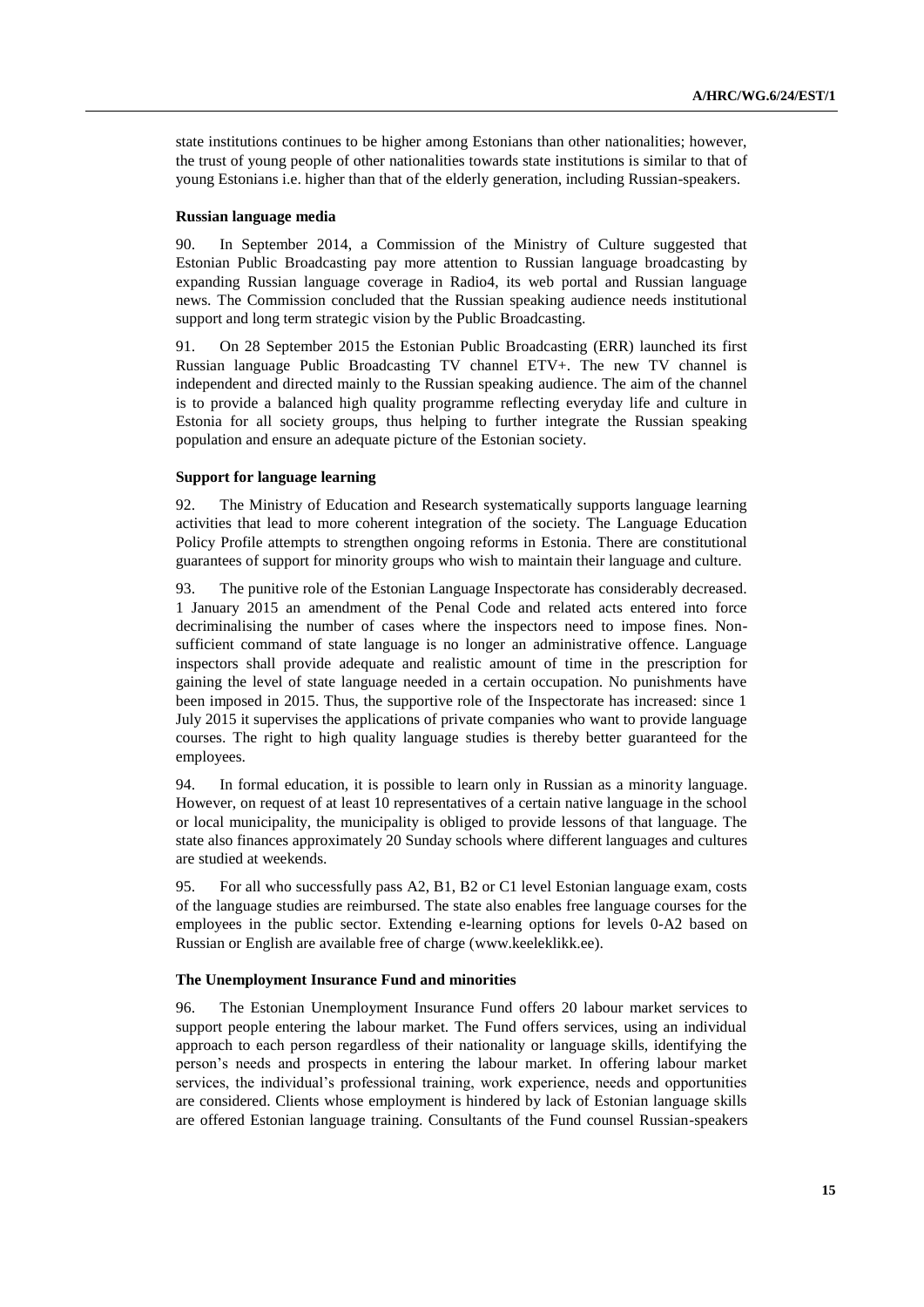state institutions continues to be higher among Estonians than other nationalities; however, the trust of young people of other nationalities towards state institutions is similar to that of young Estonians i.e. higher than that of the elderly generation, including Russian-speakers.

#### Russian language media

90. In September 2014, a Commission of the Ministry of Culture suggested that Estonian Public Broadcasting pay more attention to Russian language broadcasting by expanding Russian language coverage in Radio4, its web portal and Russian language news. The Commission concluded that the Russian speaking audience needs institutional support and long term strategic vision by the Public Broadcasting.

91. On 28 September 2015 the Estonian Public Broadcasting (ERR) launched its first Russian language Public Broadcasting TV channel ETV+. The new TV channel is independent and directed mainly to the Russian speaking audience. The aim of the channel is to provide a balanced high quality programme reflecting everyday life and culture in Estonia for all society groups, thus helping to further integrate the Russian speaking population and ensure an adequate picture of the Estonian society.

#### Support for language learning

92. The Ministry of Education and Research systematically supports language learning activities that lead to more coherent integration of the society. The Language Education Policy Profile attempts to strengthen ongoing reforms in Estonia. There are constitutional guarantees of support for minority groups who wish to maintain their language and culture.

93. The punitive role of the Estonian Language Inspectorate has considerably decreased. 1 January 2015 an amendment of the Penal Code and related acts entered into force decriminalising the number of cases where the inspectors need to impose fines. Non-sufficient command of state language is no longer an administrative offence. Language inspectors shall provide adequate and realistic amount of time in the prescription for gaining the level of state language needed in a certain occupation. No punishments have been imposed in 2015. Thus, the supportive role of the Inspectorate has increased: since 1 July 2015 it supervises the applications of private companies who want to provide language courses. The right to high quality language studies is thereby better guaranteed for the employees.

94. In formal education, it is possible to learn only in Russian as a minority language. However, on request of at least 10 representatives of a certain native language in the school or local municipality, the municipality is obliged to provide lessons of that language. The state also finances approximately 20 Sunday schools where different languages and cultures are studied at weekends.

95. For all who successfully pass A2, B1, B2 or C1 level Estonian language exam, costs of the language studies are reimbursed. The state also enables free language courses for the employees in the public sector. Extending e-learning options for levels 0-A2 based on Russian or English are available free of charge (www.keeleklikk.ee).

#### The Unemployment Insurance Fund and minorities

96. The Estonian Unemployment Insurance Fund offers 20 labour market services to support people entering the labour market. The Fund offers services, using an individual approach to each person regardless of their nationality or language skills, identifying the person's needs and prospects in entering the labour market. In offering labour market services, the individual's professional training, work experience, needs and opportunities are considered. Clients whose employment is hindered by lack of Estonian language skills are offered Estonian language training. Consultants of the Fund counsel Russian-speakers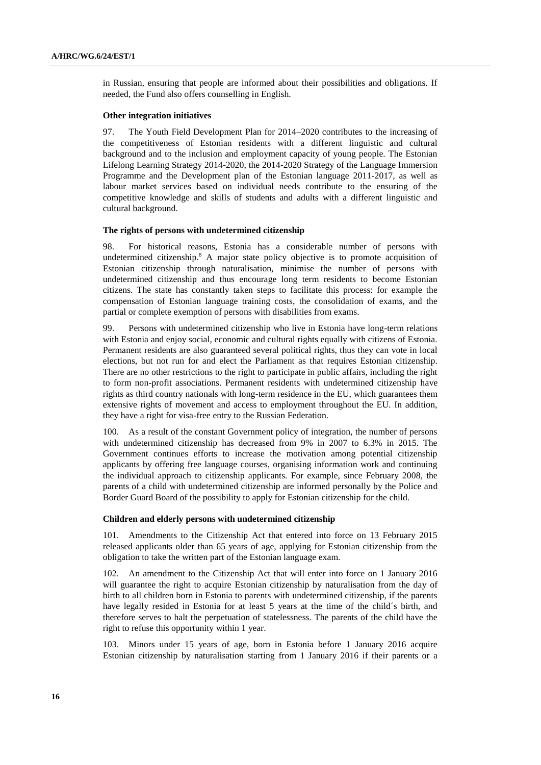in Russian, ensuring that people are informed about their possibilities and obligations. If needed, the Fund also offers counselling in English.

#### Other integration initiatives

97. The Youth Field Development Plan for 2014–2020 contributes to the increasing of the competitiveness of Estonian residents with a different linguistic and cultural background and to the inclusion and employment capacity of young people. The Estonian Lifelong Learning Strategy 2014-2020, the 2014-2020 Strategy of the Language Immersion Programme and the Development plan of the Estonian language 2011-2017, as well as labour market services based on individual needs contribute to the ensuring of the competitive knowledge and skills of students and adults with a different linguistic and cultural background.

#### The rights of persons with undetermined citizenship

98. For historical reasons, Estonia has a considerable number of persons with undetermined citizenship.[8] A major state policy objective is to promote acquisition of Estonian citizenship through naturalisation, minimise the number of persons with undetermined citizenship and thus encourage long term residents to become Estonian citizens. The state has constantly taken steps to facilitate this process: for example the compensation of Estonian language training costs, the consolidation of exams, and the partial or complete exemption of persons with disabilities from exams.

99. Persons with undetermined citizenship who live in Estonia have long-term relations with Estonia and enjoy social, economic and cultural rights equally with citizens of Estonia. Permanent residents are also guaranteed several political rights, thus they can vote in local elections, but not run for and elect the Parliament as that requires Estonian citizenship. There are no other restrictions to the right to participate in public affairs, including the right to form non-profit associations. Permanent residents with undetermined citizenship have rights as third country nationals with long-term residence in the EU, which guarantees them extensive rights of movement and access to employment throughout the EU. In addition, they have a right for visa-free entry to the Russian Federation.

100. As a result of the constant Government policy of integration, the number of persons with undetermined citizenship has decreased from 9% in 2007 to 6.3% in 2015. The Government continues efforts to increase the motivation among potential citizenship applicants by offering free language courses, organising information work and continuing the individual approach to citizenship applicants. For example, since February 2008, the parents of a child with undetermined citizenship are informed personally by the Police and Border Guard Board of the possibility to apply for Estonian citizenship for the child.

#### Children and elderly persons with undetermined citizenship

101. Amendments to the Citizenship Act that entered into force on 13 February 2015 released applicants older than 65 years of age, applying for Estonian citizenship from the obligation to take the written part of the Estonian language exam.

102. An amendment to the Citizenship Act that will enter into force on 1 January 2016 will guarantee the right to acquire Estonian citizenship by naturalisation from the day of birth to all children born in Estonia to parents with undetermined citizenship, if the parents have legally resided in Estonia for at least 5 years at the time of the child´s birth, and therefore serves to halt the perpetuation of statelessness. The parents of the child have the right to refuse this opportunity within 1 year.

103. Minors under 15 years of age, born in Estonia before 1 January 2016 acquire Estonian citizenship by naturalisation starting from 1 January 2016 if their parents or a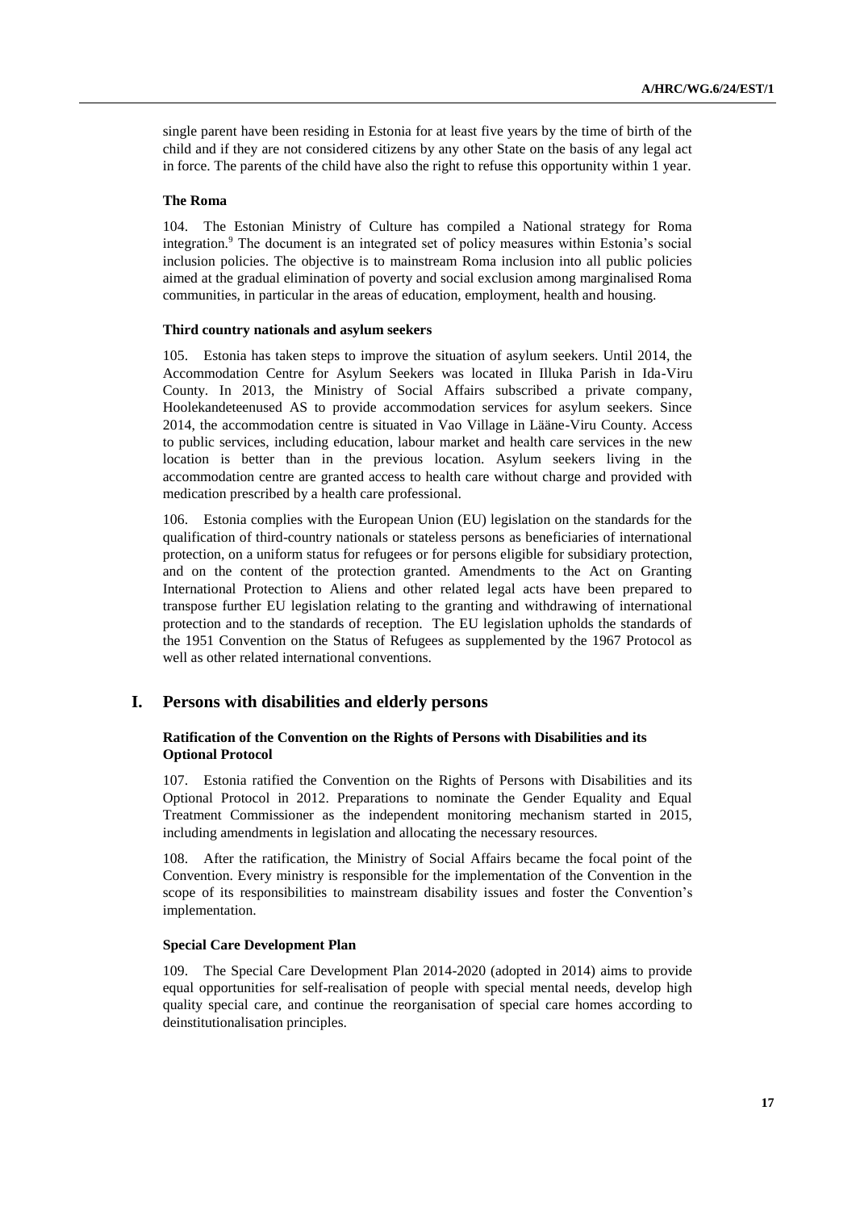single parent have been residing in Estonia for at least five years by the time of birth of the child and if they are not considered citizens by any other State on the basis of any legal act in force. The parents of the child have also the right to refuse this opportunity within 1 year.

#### The Roma

104. The Estonian Ministry of Culture has compiled a National strategy for Roma integration.[9] The document is an integrated set of policy measures within Estonia's social inclusion policies. The objective is to mainstream Roma inclusion into all public policies aimed at the gradual elimination of poverty and social exclusion among marginalised Roma communities, in particular in the areas of education, employment, health and housing.

#### Third country nationals and asylum seekers

105. Estonia has taken steps to improve the situation of asylum seekers. Until 2014, the Accommodation Centre for Asylum Seekers was located in Illuka Parish in Ida-Viru County. In 2013, the Ministry of Social Affairs subscribed a private company, Hoolekandeteenused AS to provide accommodation services for asylum seekers. Since 2014, the accommodation centre is situated in Vao Village in Lääne-Viru County. Access to public services, including education, labour market and health care services in the new location is better than in the previous location. Asylum seekers living in the accommodation centre are granted access to health care without charge and provided with medication prescribed by a health care professional.

106. Estonia complies with the European Union (EU) legislation on the standards for the qualification of third-country nationals or stateless persons as beneficiaries of international protection, on a uniform status for refugees or for persons eligible for subsidiary protection, and on the content of the protection granted. Amendments to the Act on Granting International Protection to Aliens and other related legal acts have been prepared to transpose further EU legislation relating to the granting and withdrawing of international protection and to the standards of reception. The EU legislation upholds the standards of the 1951 Convention on the Status of Refugees as supplemented by the 1967 Protocol as well as other related international conventions.

## I. Persons with disabilities and elderly persons

### Ratification of the Convention on the Rights of Persons with Disabilities and its Optional Protocol

107. Estonia ratified the Convention on the Rights of Persons with Disabilities and its Optional Protocol in 2012. Preparations to nominate the Gender Equality and Equal Treatment Commissioner as the independent monitoring mechanism started in 2015, including amendments in legislation and allocating the necessary resources.

108. After the ratification, the Ministry of Social Affairs became the focal point of the Convention. Every ministry is responsible for the implementation of the Convention in the scope of its responsibilities to mainstream disability issues and foster the Convention's implementation.

#### Special Care Development Plan

109. The Special Care Development Plan 2014-2020 (adopted in 2014) aims to provide equal opportunities for self-realisation of people with special mental needs, develop high quality special care, and continue the reorganisation of special care homes according to deinstitutionalisation principles.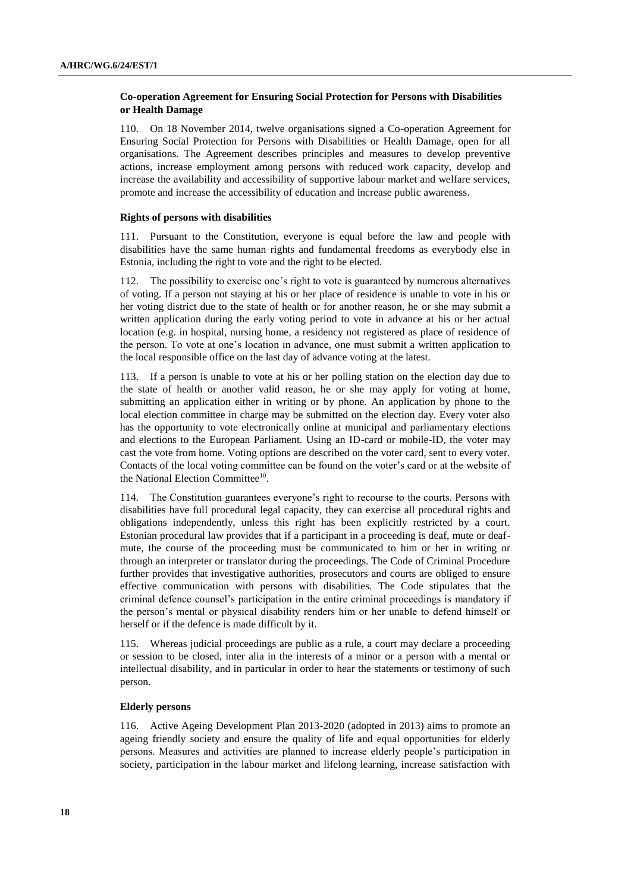### Co-operation Agreement for Ensuring Social Protection for Persons with Disabilities or Health Damage

110. On 18 November 2014, twelve organisations signed a Co-operation Agreement for Ensuring Social Protection for Persons with Disabilities or Health Damage, open for all organisations. The Agreement describes principles and measures to develop preventive actions, increase employment among persons with reduced work capacity, develop and increase the availability and accessibility of supportive labour market and welfare services, promote and increase the accessibility of education and increase public awareness.

### Rights of persons with disabilities

111. Pursuant to the Constitution, everyone is equal before the law and people with disabilities have the same human rights and fundamental freedoms as everybody else in Estonia, including the right to vote and the right to be elected.

112. The possibility to exercise one's right to vote is guaranteed by numerous alternatives of voting. If a person not staying at his or her place of residence is unable to vote in his or her voting district due to the state of health or for another reason, he or she may submit a written application during the early voting period to vote in advance at his or her actual location (e.g. in hospital, nursing home, a residency not registered as place of residence of the person. To vote at one's location in advance, one must submit a written application to the local responsible office on the last day of advance voting at the latest.

113. If a person is unable to vote at his or her polling station on the election day due to the state of health or another valid reason, he or she may apply for voting at home, submitting an application either in writing or by phone. An application by phone to the local election committee in charge may be submitted on the election day. Every voter also has the opportunity to vote electronically online at municipal and parliamentary elections and elections to the European Parliament. Using an ID-card or mobile-ID, the voter may cast the vote from home. Voting options are described on the voter card, sent to every voter. Contacts of the local voting committee can be found on the voter's card or at the website of the National Election Committee[10].

114. The Constitution guarantees everyone's right to recourse to the courts. Persons with disabilities have full procedural legal capacity, they can exercise all procedural rights and obligations independently, unless this right has been explicitly restricted by a court. Estonian procedural law provides that if a participant in a proceeding is deaf, mute or deaf-mute, the course of the proceeding must be communicated to him or her in writing or through an interpreter or translator during the proceedings. The Code of Criminal Procedure further provides that investigative authorities, prosecutors and courts are obliged to ensure effective communication with persons with disabilities. The Code stipulates that the criminal defence counsel's participation in the entire criminal proceedings is mandatory if the person's mental or physical disability renders him or her unable to defend himself or herself or if the defence is made difficult by it.

115. Whereas judicial proceedings are public as a rule, a court may declare a proceeding or session to be closed, inter alia in the interests of a minor or a person with a mental or intellectual disability, and in particular in order to hear the statements or testimony of such person.

### Elderly persons

116. Active Ageing Development Plan 2013-2020 (adopted in 2013) aims to promote an ageing friendly society and ensure the quality of life and equal opportunities for elderly persons. Measures and activities are planned to increase elderly people's participation in society, participation in the labour market and lifelong learning, increase satisfaction with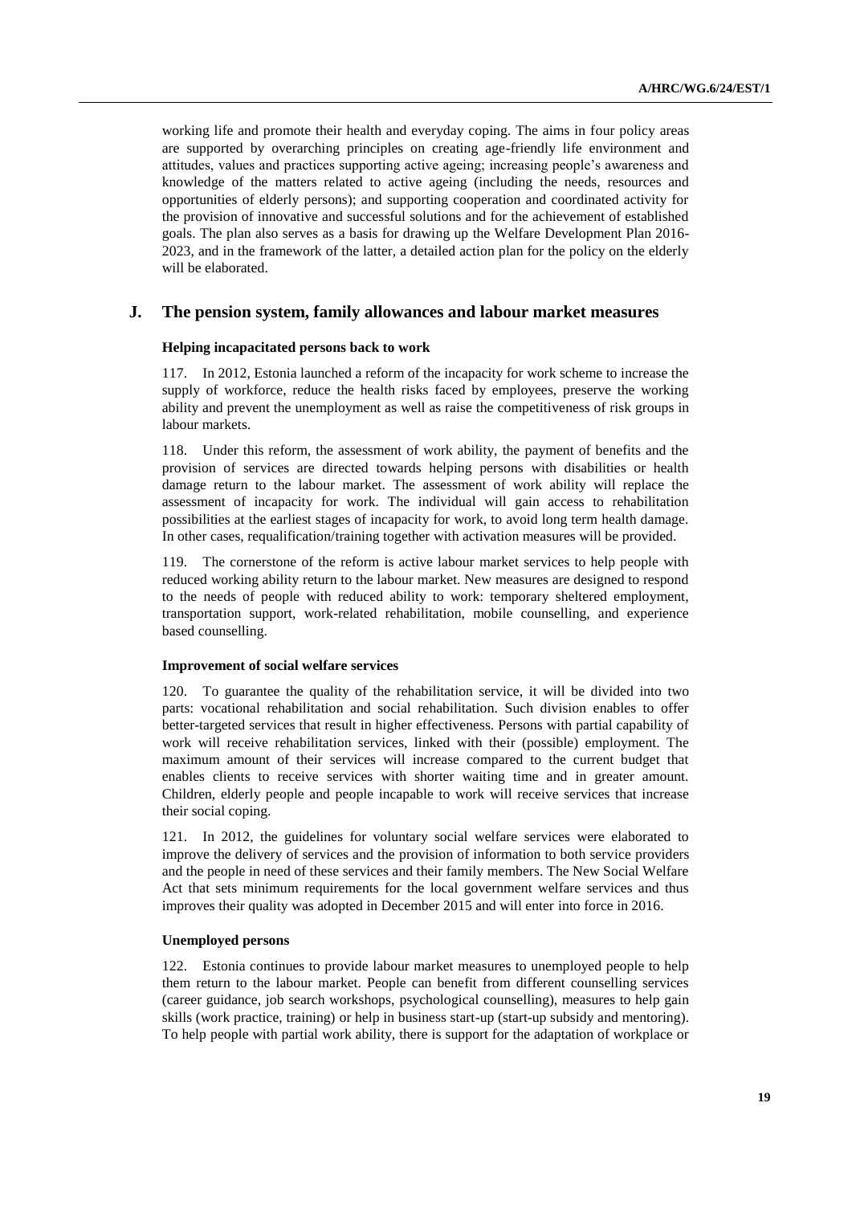working life and promote their health and everyday coping. The aims in four policy areas are supported by overarching principles on creating age-friendly life environment and attitudes, values and practices supporting active ageing; increasing people's awareness and knowledge of the matters related to active ageing (including the needs, resources and opportunities of elderly persons); and supporting cooperation and coordinated activity for the provision of innovative and successful solutions and for the achievement of established goals. The plan also serves as a basis for drawing up the Welfare Development Plan 2016-2023, and in the framework of the latter, a detailed action plan for the policy on the elderly will be elaborated.

## J. The pension system, family allowances and labour market measures

### Helping incapacitated persons back to work

117. In 2012, Estonia launched a reform of the incapacity for work scheme to increase the supply of workforce, reduce the health risks faced by employees, preserve the working ability and prevent the unemployment as well as raise the competitiveness of risk groups in labour markets.

118. Under this reform, the assessment of work ability, the payment of benefits and the provision of services are directed towards helping persons with disabilities or health damage return to the labour market. The assessment of work ability will replace the assessment of incapacity for work. The individual will gain access to rehabilitation possibilities at the earliest stages of incapacity for work, to avoid long term health damage. In other cases, requalification/training together with activation measures will be provided.

119. The cornerstone of the reform is active labour market services to help people with reduced working ability return to the labour market. New measures are designed to respond to the needs of people with reduced ability to work: temporary sheltered employment, transportation support, work-related rehabilitation, mobile counselling, and experience based counselling.

### Improvement of social welfare services

120. To guarantee the quality of the rehabilitation service, it will be divided into two parts: vocational rehabilitation and social rehabilitation. Such division enables to offer better-targeted services that result in higher effectiveness. Persons with partial capability of work will receive rehabilitation services, linked with their (possible) employment. The maximum amount of their services will increase compared to the current budget that enables clients to receive services with shorter waiting time and in greater amount. Children, elderly people and people incapable to work will receive services that increase their social coping.

121. In 2012, the guidelines for voluntary social welfare services were elaborated to improve the delivery of services and the provision of information to both service providers and the people in need of these services and their family members. The New Social Welfare Act that sets minimum requirements for the local government welfare services and thus improves their quality was adopted in December 2015 and will enter into force in 2016.

### Unemployed persons

122. Estonia continues to provide labour market measures to unemployed people to help them return to the labour market. People can benefit from different counselling services (career guidance, job search workshops, psychological counselling), measures to help gain skills (work practice, training) or help in business start-up (start-up subsidy and mentoring). To help people with partial work ability, there is support for the adaptation of workplace or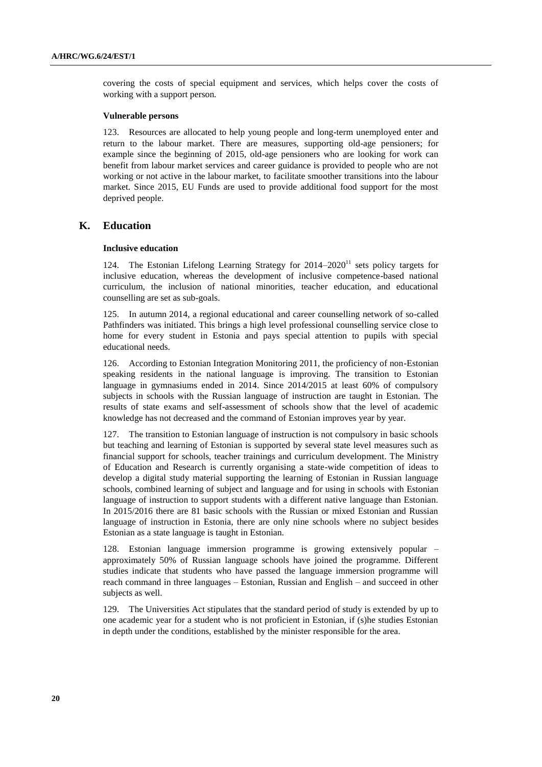covering the costs of special equipment and services, which helps cover the costs of working with a support person.

#### Vulnerable persons

123. Resources are allocated to help young people and long-term unemployed enter and return to the labour market. There are measures, supporting old-age pensioners; for example since the beginning of 2015, old-age pensioners who are looking for work can benefit from labour market services and career guidance is provided to people who are not working or not active in the labour market, to facilitate smoother transitions into the labour market. Since 2015, EU Funds are used to provide additional food support for the most deprived people.

## K. Education

#### Inclusive education

124. The Estonian Lifelong Learning Strategy for 2014–2020[11] sets policy targets for inclusive education, whereas the development of inclusive competence-based national curriculum, the inclusion of national minorities, teacher education, and educational counselling are set as sub-goals.

125. In autumn 2014, a regional educational and career counselling network of so-called Pathfinders was initiated. This brings a high level professional counselling service close to home for every student in Estonia and pays special attention to pupils with special educational needs.

126. According to Estonian Integration Monitoring 2011, the proficiency of non-Estonian speaking residents in the national language is improving. The transition to Estonian language in gymnasiums ended in 2014. Since 2014/2015 at least 60% of compulsory subjects in schools with the Russian language of instruction are taught in Estonian. The results of state exams and self-assessment of schools show that the level of academic knowledge has not decreased and the command of Estonian improves year by year.

127. The transition to Estonian language of instruction is not compulsory in basic schools but teaching and learning of Estonian is supported by several state level measures such as financial support for schools, teacher trainings and curriculum development. The Ministry of Education and Research is currently organising a state-wide competition of ideas to develop a digital study material supporting the learning of Estonian in Russian language schools, combined learning of subject and language and for using in schools with Estonian language of instruction to support students with a different native language than Estonian. In 2015/2016 there are 81 basic schools with the Russian or mixed Estonian and Russian language of instruction in Estonia, there are only nine schools where no subject besides Estonian as a state language is taught in Estonian.

128. Estonian language immersion programme is growing extensively popular – approximately 50% of Russian language schools have joined the programme. Different studies indicate that students who have passed the language immersion programme will reach command in three languages – Estonian, Russian and English – and succeed in other subjects as well.

129. The Universities Act stipulates that the standard period of study is extended by up to one academic year for a student who is not proficient in Estonian, if (s)he studies Estonian in depth under the conditions, established by the minister responsible for the area.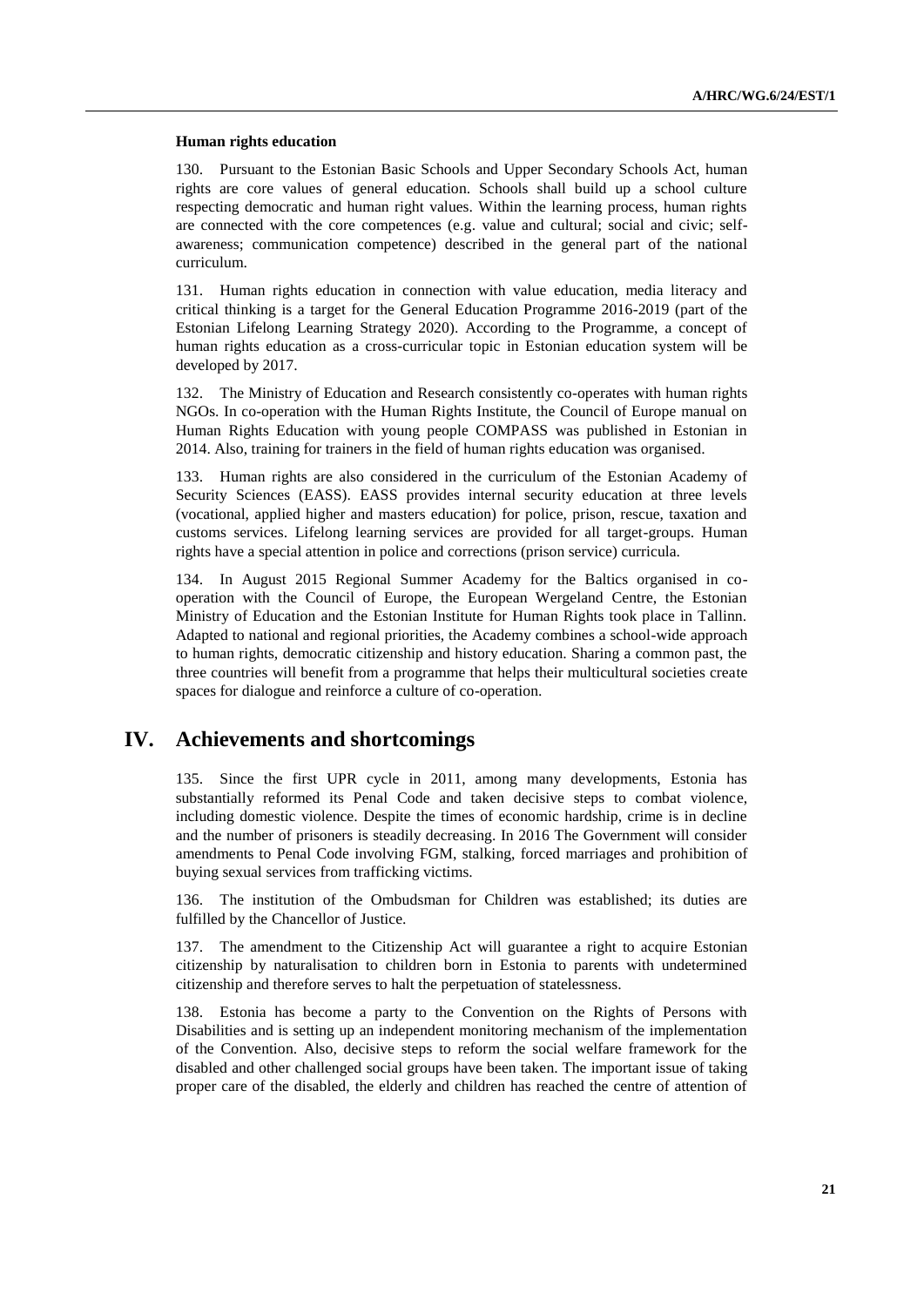**Human rights education**

130. Pursuant to the Estonian Basic Schools and Upper Secondary Schools Act, human rights are core values of general education. Schools shall build up a school culture respecting democratic and human right values. Within the learning process, human rights are connected with the core competences (e.g. value and cultural; social and civic; self-awareness; communication competence) described in the general part of the national curriculum.

131. Human rights education in connection with value education, media literacy and critical thinking is a target for the General Education Programme 2016-2019 (part of the Estonian Lifelong Learning Strategy 2020). According to the Programme, a concept of human rights education as a cross-curricular topic in Estonian education system will be developed by 2017.

132. The Ministry of Education and Research consistently co-operates with human rights NGOs. In co-operation with the Human Rights Institute, the Council of Europe manual on Human Rights Education with young people COMPASS was published in Estonian in 2014. Also, training for trainers in the field of human rights education was organised.

133. Human rights are also considered in the curriculum of the Estonian Academy of Security Sciences (EASS). EASS provides internal security education at three levels (vocational, applied higher and masters education) for police, prison, rescue, taxation and customs services. Lifelong learning services are provided for all target-groups. Human rights have a special attention in police and corrections (prison service) curricula.

134. In August 2015 Regional Summer Academy for the Baltics organised in co-operation with the Council of Europe, the European Wergeland Centre, the Estonian Ministry of Education and the Estonian Institute for Human Rights took place in Tallinn. Adapted to national and regional priorities, the Academy combines a school-wide approach to human rights, democratic citizenship and history education. Sharing a common past, the three countries will benefit from a programme that helps their multicultural societies create spaces for dialogue and reinforce a culture of co-operation.

## IV. Achievements and shortcomings

135. Since the first UPR cycle in 2011, among many developments, Estonia has substantially reformed its Penal Code and taken decisive steps to combat violence, including domestic violence. Despite the times of economic hardship, crime is in decline and the number of prisoners is steadily decreasing. In 2016 The Government will consider amendments to Penal Code involving FGM, stalking, forced marriages and prohibition of buying sexual services from trafficking victims.

136. The institution of the Ombudsman for Children was established; its duties are fulfilled by the Chancellor of Justice.

137. The amendment to the Citizenship Act will guarantee a right to acquire Estonian citizenship by naturalisation to children born in Estonia to parents with undetermined citizenship and therefore serves to halt the perpetuation of statelessness.

138. Estonia has become a party to the Convention on the Rights of Persons with Disabilities and is setting up an independent monitoring mechanism of the implementation of the Convention. Also, decisive steps to reform the social welfare framework for the disabled and other challenged social groups have been taken. The important issue of taking proper care of the disabled, the elderly and children has reached the centre of attention of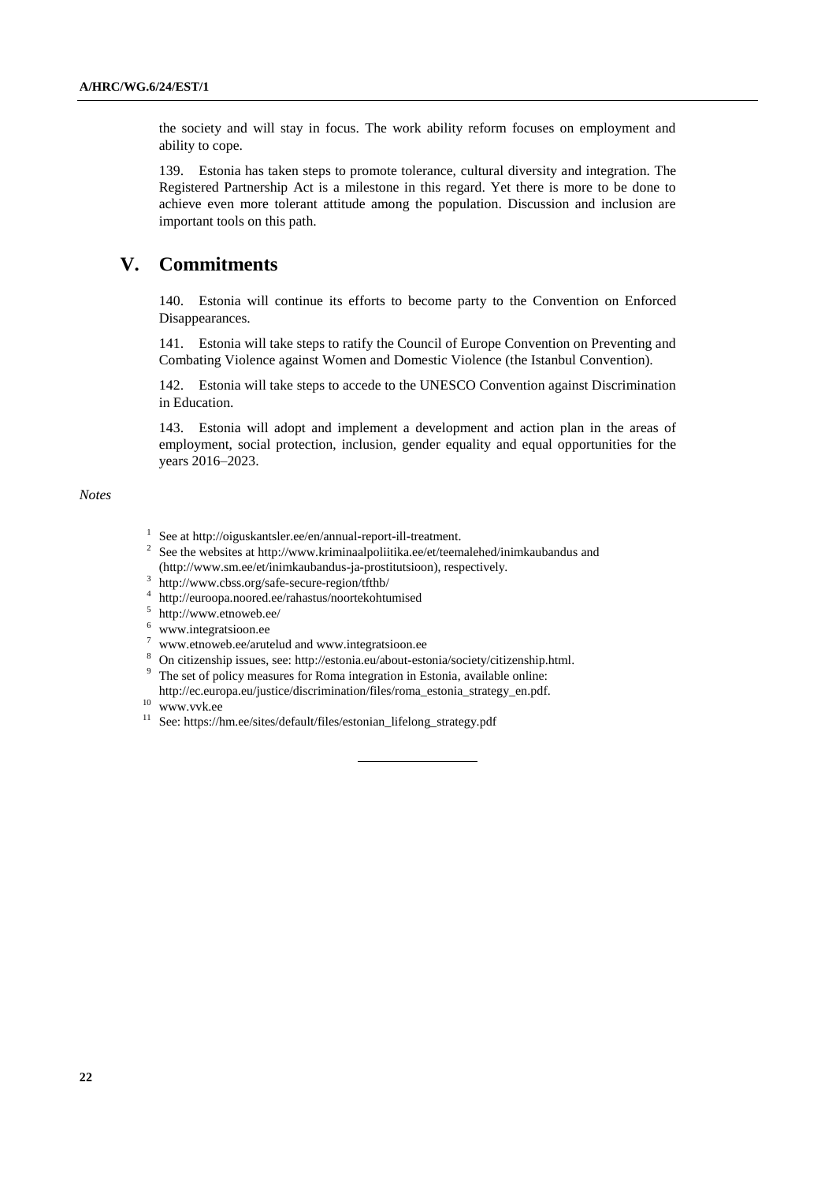the society and will stay in focus. The work ability reform focuses on employment and ability to cope.

139. Estonia has taken steps to promote tolerance, cultural diversity and integration. The Registered Partnership Act is a milestone in this regard. Yet there is more to be done to achieve even more tolerant attitude among the population. Discussion and inclusion are important tools on this path.

# V. Commitments

140. Estonia will continue its efforts to become party to the Convention on Enforced Disappearances.

141. Estonia will take steps to ratify the Council of Europe Convention on Preventing and Combating Violence against Women and Domestic Violence (the Istanbul Convention).

142. Estonia will take steps to accede to the UNESCO Convention against Discrimination in Education.

143. Estonia will adopt and implement a development and action plan in the areas of employment, social protection, inclusion, gender equality and equal opportunities for the years 2016–2023.

*Notes*

[1] See at http://oiguskantsler.ee/en/annual-report-ill-treatment.
[2] See the websites at http://www.kriminaalpoliitika.ee/et/teemalehed/inimkaubandus and (http://www.sm.ee/et/inimkaubandus-ja-prostitutsioon), respectively.
[3] http://www.cbss.org/safe-secure-region/tfthb/
[4] http://euroopa.noored.ee/rahastus/noortekohtumised
[5] http://www.etnoweb.ee/
[6] www.integratsioon.ee
[7] www.etnoweb.ee/arutelud and www.integratsioon.ee
[8] On citizenship issues, see: http://estonia.eu/about-estonia/society/citizenship.html.
[9] The set of policy measures for Roma integration in Estonia, available online: http://ec.europa.eu/justice/discrimination/files/roma_estonia_strategy_en.pdf.
[10] www.vvk.ee
[11] See: https://hm.ee/sites/default/files/estonian_lifelong_strategy.pdf